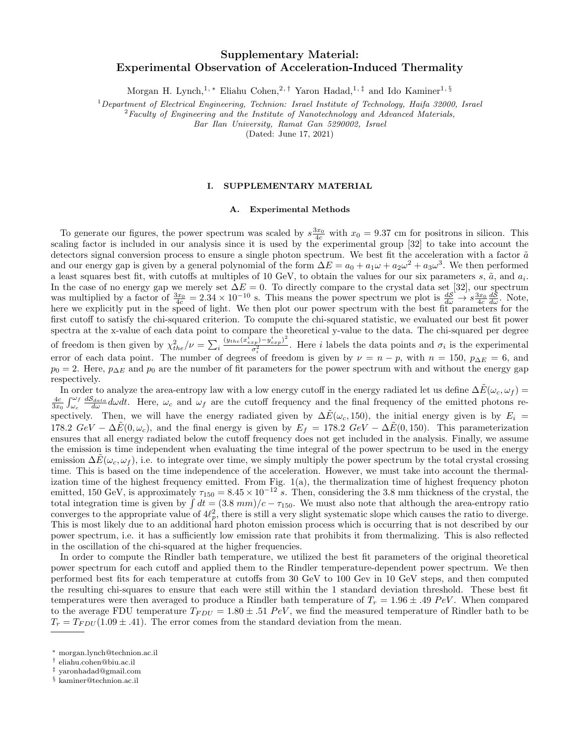# Supplementary Material: Experimental Observation of Acceleration-Induced Thermality

Morgan H. Lynch,[1,*] Eliahu Cohen,[2,†] Yaron Hadad,[1,‡] and Ido Kaminer[1,§]

[1] *Department of Electrical Engineering, Technion: Israel Institute of Technology, Haifa 32000, Israel*
[2] *Faculty of Engineering and the Institute of Nanotechnology and Advanced Materials, Bar Ilan University, Ramat Gan 5290002, Israel*

(Dated: June 17, 2021)

## I. SUPPLEMENTARY MATERIAL

### A. Experimental Methods

To generate our figures, the power spectrum was scaled by $s\frac{3x_0}{4c}$ with $x_0 = 9.37$ cm for positrons in silicon. This scaling factor is included in our analysis since it is used by the experimental group [32] to take into account the detectors signal conversion process to ensure a single photon spectrum. We best fit the acceleration with a factor $\tilde{a}$ and our energy gap is given by a general polynomial of the form $\Delta E = a_0 + a_1\omega + a_2\omega^2 + a_3\omega^3$. We then performed a least squares best fit, with cutoffs at multiples of 10 GeV, to obtain the values for our six parameters $s$, $\tilde{a}$, and $a_i$. In the case of no energy gap we merely set $\Delta E = 0$. To directly compare to the crystal data set [32], our spectrum was multiplied by a factor of $\frac{3x_0}{4c} = 2.34 \times 10^{-10}$ s. This means the power spectrum we plot is $\frac{dS}{d\omega} \rightarrow s\frac{3x_0}{4c}\frac{dS}{d\omega}$. Note, here we explicitly put in the speed of light. We then plot our power spectrum with the best fit parameters for the first cutoff to satisfy the chi-squared criterion. To compute the chi-squared statistic, we evaluated our best fit power spectra at the x-value of each data point to compare the theoretical y-value to the data. The chi-squared per degree of freedom is then given by $\chi^2_{the}/\nu = \sum_i \frac{(y_{the}(x^i_{exp}) - y^i_{exp})^2}{\sigma_i^2}$. Here $i$ labels the data points and $\sigma_i$ is the experimental error of each data point. The number of degrees of freedom is given by $\nu = n - p$, with $n = 150$, $p_{\Delta E} = 6$, and $p_0 = 2$. Here, $p_{\Delta E}$ and $p_0$ are the number of fit parameters for the power spectrum with and without the energy gap respectively.

In order to analyze the area-entropy law with a low energy cutoff in the energy radiated let us define $\Delta\tilde{E}(\omega_c, \omega_f) = \frac{4c}{3x_0}\int_{\omega_c}^{\omega_f}\frac{dS_{data}}{d\omega}d\omega dt$. Here, $\omega_c$ and $\omega_f$ are the cutoff frequency and the final frequency of the emitted photons respectively. Then, we will have the energy radiated given by $\Delta\tilde{E}(\omega_c, 150)$, the initial energy given is by $E_i = 178.2\ GeV - \Delta\tilde{E}(0, \omega_c)$, and the final energy is given by $E_f = 178.2\ GeV - \Delta\tilde{E}(0, 150)$. This parameterization ensures that all energy radiated below the cutoff frequency does not get included in the analysis. Finally, we assume the emission is time independent when evaluating the time integral of the power spectrum to be used in the energy emission $\Delta\tilde{E}(\omega_c, \omega_f)$, i.e. to integrate over time, we simply multiply the power spectrum by the total crystal crossing time. This is based on the time independence of the acceleration. However, we must take into account the thermalization time of the highest frequency emitted. From Fig. 1(a), the thermalization time of highest frequency photon emitted, 150 GeV, is approximately $\tau_{150} = 8.45 \times 10^{-12}\ s$. Then, considering the 3.8 mm thickness of the crystal, the total integration time is given by $\int dt = (3.8\ mm)/c - \tau_{150}$. We must also note that although the area-entropy ratio converges to the appropriate value of $4\ell_p^2$, there is still a very slight systematic slope which causes the ratio to diverge. This is most likely due to an additional hard photon emission process which is occurring that is not described by our power spectrum, i.e. it has a sufficiently low emission rate that prohibits it from thermalizing. This is also reflected in the oscillation of the chi-squared at the higher frequencies.

In order to compute the Rindler bath temperature, we utilized the best fit parameters of the original theoretical power spectrum for each cutoff and applied them to the Rindler temperature-dependent power spectrum. We then performed best fits for each temperature at cutoffs from 30 GeV to 100 Gev in 10 GeV steps, and then computed the resulting chi-squares to ensure that each were still within the 1 standard deviation threshold. These best fit temperatures were then averaged to produce a Rindler bath temperature of $T_r = 1.96 \pm .49\ PeV$. When compared to the average FDU temperature $T_{FDU} = 1.80 \pm .51\ PeV$, we find the measured temperature of Rindler bath to be $T_r = T_{FDU}(1.09 \pm .41)$. The error comes from the standard deviation from the mean.

---

* morgan.lynch@technion.ac.il
† eliahu.cohen@biu.ac.il
‡ yaronhadad@gmail.com
§ kaminer@technion.ac.il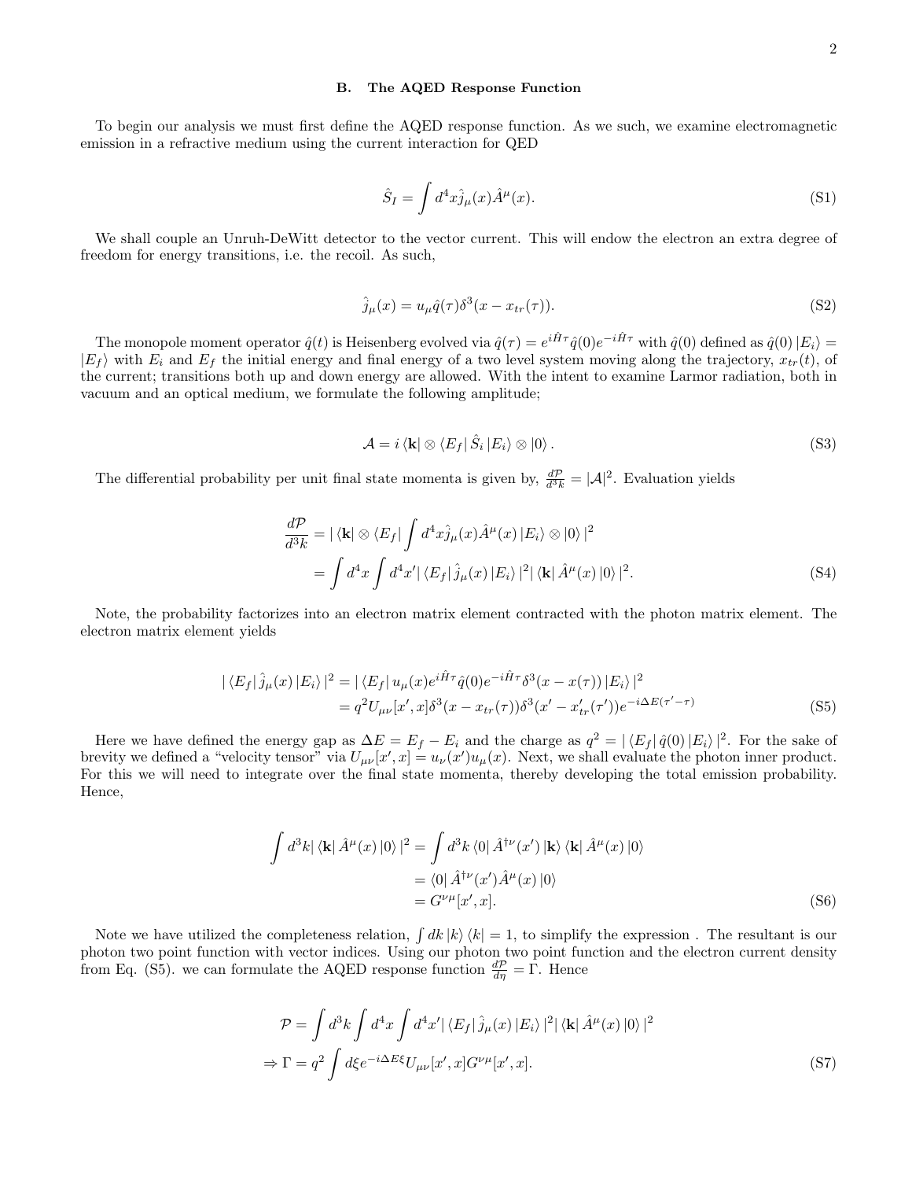### B. The AQED Response Function

To begin our analysis we must first define the AQED response function. As we such, we examine electromagnetic emission in a refractive medium using the current interaction for QED

$$\hat{S}_I = \int d^4x \hat{j}_\mu(x)\hat{A}^\mu(x). \tag{S1}$$

We shall couple an Unruh-DeWitt detector to the vector current. This will endow the electron an extra degree of freedom for energy transitions, i.e. the recoil. As such,

$$\hat{j}_\mu(x) = u_\mu \hat{q}(\tau)\delta^3(x - x_{tr}(\tau)). \tag{S2}$$

The monopole moment operator $\hat{q}(t)$ is Heisenberg evolved via $\hat{q}(\tau) = e^{i\hat{H}\tau}\hat{q}(0)e^{-i\hat{H}\tau}$ with $\hat{q}(0)$ defined as $\hat{q}(0)|E_i\rangle = |E_f\rangle$ with $E_i$ and $E_f$ the initial energy and final energy of a two level system moving along the trajectory, $x_{tr}(t)$, of the current; transitions both up and down energy are allowed. With the intent to examine Larmor radiation, both in vacuum and an optical medium, we formulate the following amplitude;

$$\mathcal{A} = i\langle \mathbf{k}| \otimes \langle E_f| \hat{S}_i |E_i\rangle \otimes |0\rangle. \tag{S3}$$

The differential probability per unit final state momenta is given by, $\frac{d\mathcal{P}}{d^3k} = |\mathcal{A}|^2$. Evaluation yields

$$\begin{aligned}
\frac{d\mathcal{P}}{d^3k} &= |\langle \mathbf{k}| \otimes \langle E_f| \int d^4x \hat{j}_\mu(x)\hat{A}^\mu(x)|E_i\rangle \otimes |0\rangle|^2 \\
&= \int d^4x \int d^4x' |\langle E_f|\hat{j}_\mu(x)|E_i\rangle|^2 |\langle \mathbf{k}|\hat{A}^\mu(x)|0\rangle|^2.
\end{aligned} \tag{S4}$$

Note, the probability factorizes into an electron matrix element contracted with the photon matrix element. The electron matrix element yields

$$\begin{aligned}
|\langle E_f|\hat{j}_\mu(x)|E_i\rangle|^2 &= |\langle E_f| u_\mu(x)e^{i\hat{H}\tau}\hat{q}(0)e^{-i\hat{H}\tau}\delta^3(x - x(\tau))|E_i\rangle|^2 \\
&= q^2 U_{\mu\nu}[x', x]\delta^3(x - x_{tr}(\tau))\delta^3(x' - x'_{tr}(\tau'))e^{-i\Delta E(\tau' - \tau)}
\end{aligned} \tag{S5}$$

Here we have defined the energy gap as $\Delta E = E_f - E_i$ and the charge as $q^2 = |\langle E_f|\hat{q}(0)|E_i\rangle|^2$. For the sake of brevity we defined a "velocity tensor" via $U_{\mu\nu}[x', x] = u_\nu(x')u_\mu(x)$. Next, we shall evaluate the photon inner product. For this we will need to integrate over the final state momenta, thereby developing the total emission probability. Hence,

$$\begin{aligned}
\int d^3k |\langle \mathbf{k}|\hat{A}^\mu(x)|0\rangle|^2 &= \int d^3k \langle 0|\hat{A}^{\dagger\nu}(x')|\mathbf{k}\rangle\langle \mathbf{k}|\hat{A}^\mu(x)|0\rangle \\
&= \langle 0|\hat{A}^{\dagger\nu}(x')\hat{A}^\mu(x)|0\rangle \\
&= G^{\nu\mu}[x', x].
\end{aligned} \tag{S6}$$

Note we have utilized the completeness relation, $\int dk |k\rangle\langle k| = 1$, to simplify the expression . The resultant is our photon two point function with vector indices. Using our photon two point function and the electron current density from Eq. (S5). we can formulate the AQED response function $\frac{d\mathcal{P}}{d\eta} = \Gamma$. Hence

$$\begin{aligned}
\mathcal{P} &= \int d^3k \int d^4x \int d^4x' |\langle E_f|\hat{j}_\mu(x)|E_i\rangle|^2 |\langle \mathbf{k}|\hat{A}^\mu(x)|0\rangle|^2 \\
\Rightarrow \Gamma &= q^2 \int d\xi e^{-i\Delta E\xi} U_{\mu\nu}[x', x]G^{\nu\mu}[x', x].
\end{aligned} \tag{S7}$$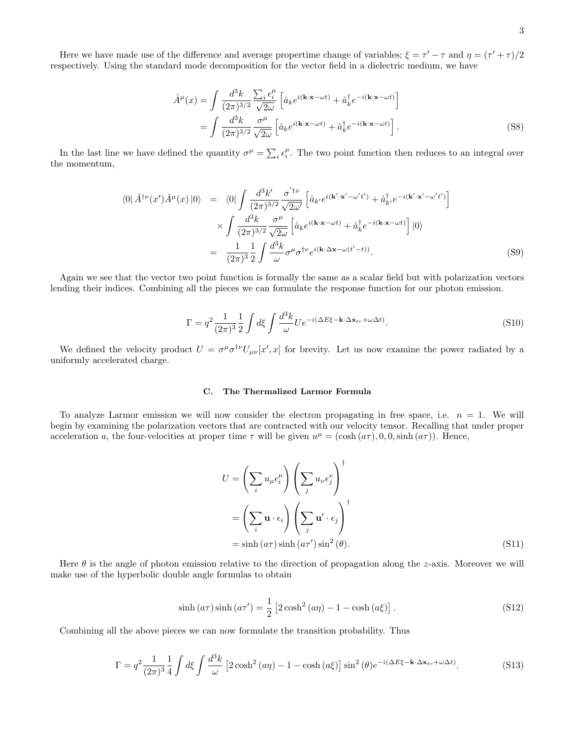Here we have made use of the difference and average propertime change of variables; $\xi = \tau' - \tau$ and $\eta = (\tau' + \tau)/2$ respectively. Using the standard mode decomposition for the vector field in a dielectric medium, we have

$$
\begin{aligned}
\hat{A}^{\mu}(x) &= \int \frac{d^3k}{(2\pi)^{3/2}} \frac{\sum_i \epsilon_i^{\mu}}{\sqrt{2\omega}} \left[\hat{a}_k e^{i(\mathbf{k}\cdot\mathbf{x}-\omega t)} + \hat{a}_k^{\dagger} e^{-i(\mathbf{k}\cdot\mathbf{x}-\omega t)}\right] \\
&= \int \frac{d^3k}{(2\pi)^{3/2}} \frac{\sigma^{\mu}}{\sqrt{2\omega}} \left[\hat{a}_k e^{i(\mathbf{k}\cdot\mathbf{x}-\omega t)} + \hat{a}_k^{\dagger} e^{-i(\mathbf{k}\cdot\mathbf{x}-\omega t)}\right].
\end{aligned} \tag{S8}
$$

In the last line we have defined the quantity $\sigma^{\mu} = \sum_i \epsilon_i^{\mu}$. The two point function then reduces to an integral over the momentum,

$$
\begin{aligned}
\langle 0| \hat{A}^{\dagger\nu}(x') \hat{A}^{\mu}(x) |0\rangle &= \langle 0| \int \frac{d^3k'}{(2\pi)^{3/2}} \frac{\sigma'^{\dagger\nu}}{\sqrt{2\omega'}} \left[\hat{a}_{k'} e^{i(\mathbf{k}'\cdot\mathbf{x}'-\omega' t')} + \hat{a}_{k'}^{\dagger} e^{-i(\mathbf{k}'\cdot\mathbf{x}'-\omega' t')}\right] \\
&\quad \times \int \frac{d^3k}{(2\pi)^{3/2}} \frac{\sigma^{\mu}}{\sqrt{2\omega}} \left[\hat{a}_k e^{i(\mathbf{k}\cdot\mathbf{x}-\omega t)} + \hat{a}_k^{\dagger} e^{-i(\mathbf{k}\cdot\mathbf{x}-\omega t)}\right] |0\rangle \\
&= \frac{1}{(2\pi)^3} \frac{1}{2} \int \frac{d^3k}{\omega} \sigma^{\mu} \sigma^{\dagger\nu} e^{i(\mathbf{k}\cdot\Delta\mathbf{x} - \omega(t'-t))}.
\end{aligned} \tag{S9}
$$

Again we see that the vector two point function is formally the same as a scalar field but with polarization vectors lending their indices. Combining all the pieces we can formulate the response function for our photon emission.

$$
\Gamma = q^2 \frac{1}{(2\pi)^3} \frac{1}{2} \int d\xi \int \frac{d^3k}{\omega} U e^{-i(\Delta E \xi - \mathbf{k}\cdot\Delta\mathbf{x}_{tr} + \omega \Delta t)}. \tag{S10}
$$

We defined the velocity product $U = \sigma^{\mu} \sigma^{\dagger\nu} U_{\mu\nu}[x', x]$ for brevity. Let us now examine the power radiated by a uniformly accelerated charge.

### C. The Thermalized Larmor Formula

To analyze Larmor emission we will now consider the electron propagating in free space, i.e. $n = 1$. We will begin by examining the polarization vectors that are contracted with our velocity tensor. Recalling that under proper acceleration $a$, the four-velocities at proper time $\tau$ will be given $u^{\mu} = (\cosh(a\tau), 0, 0, \sinh(a\tau))$. Hence,

$$
\begin{aligned}
U &= \left(\sum_i u_{\mu} \epsilon_i^{\mu}\right) \left(\sum_j u_{\nu} \epsilon_j^{\nu}\right)^{\dagger} \\
&= \left(\sum_i \mathbf{u} \cdot \epsilon_i\right) \left(\sum_j \mathbf{u}' \cdot \epsilon_j\right)^{\dagger} \\
&= \sinh(a\tau) \sinh(a\tau') \sin^2(\theta).
\end{aligned} \tag{S11}
$$

Here $\theta$ is the angle of photon emission relative to the direction of propagation along the $z$-axis. Moreover we will make use of the hyperbolic double angle formulas to obtain

$$
\sinh(a\tau) \sinh(a\tau') = \frac{1}{2} \left[2\cosh^2(a\eta) - 1 - \cosh(a\xi)\right]. \tag{S12}
$$

Combining all the above pieces we can now formulate the transition probability. Thus

$$
\Gamma = q^2 \frac{1}{(2\pi)^3} \frac{1}{4} \int d\xi \int \frac{d^3k}{\omega} \left[2\cosh^2(a\eta) - 1 - \cosh(a\xi)\right] \sin^2(\theta) e^{-i(\Delta E \xi - \mathbf{k}\cdot\Delta\mathbf{x}_{tr} + \omega \Delta t)}. \tag{S13}
$$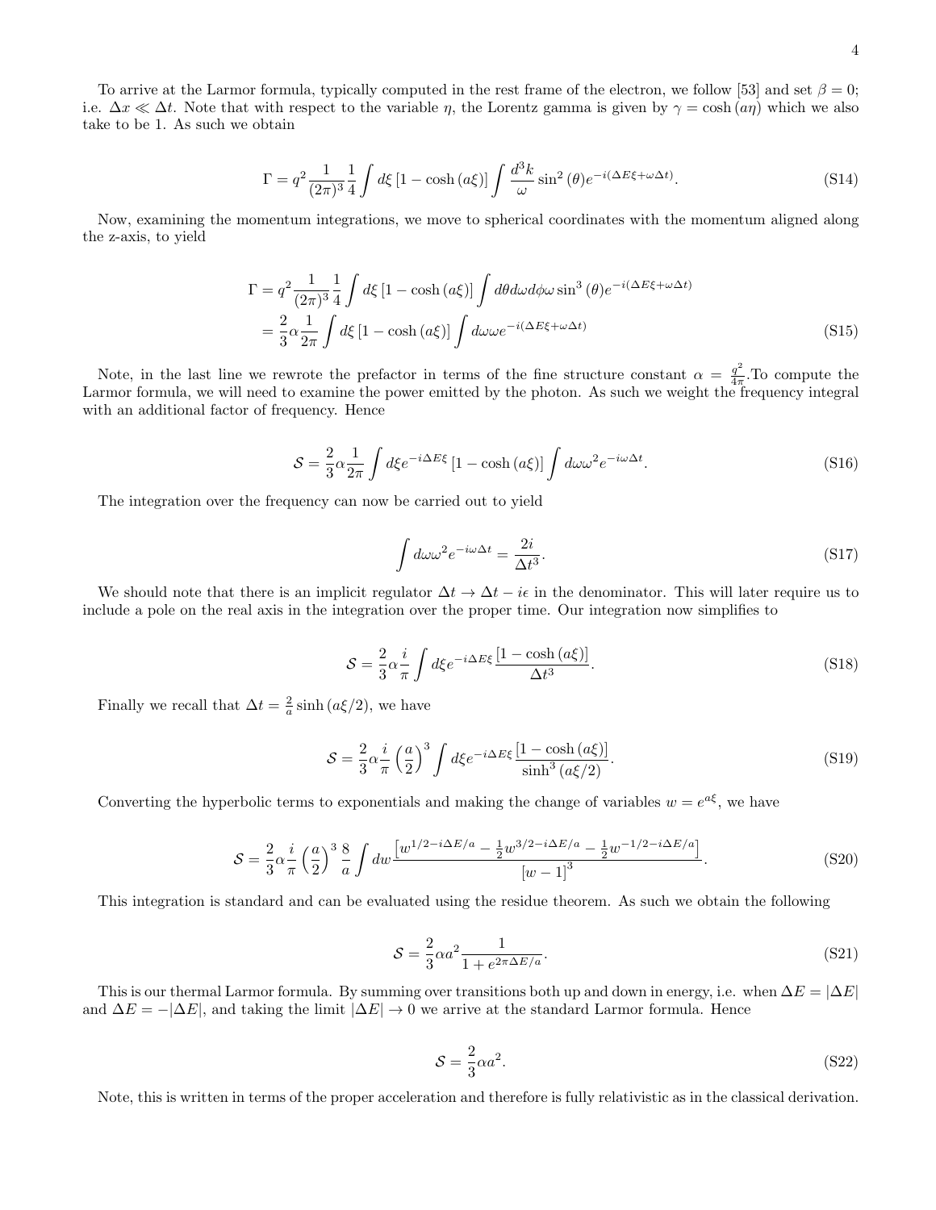To arrive at the Larmor formula, typically computed in the rest frame of the electron, we follow [53] and set $\beta = 0$; i.e. $\Delta x \ll \Delta t$. Note that with respect to the variable $\eta$, the Lorentz gamma is given by $\gamma = \cosh(a\eta)$ which we also take to be 1. As such we obtain

$$\Gamma = q^2 \frac{1}{(2\pi)^3} \frac{1}{4} \int d\xi \left[1 - \cosh(a\xi)\right] \int \frac{d^3k}{\omega} \sin^2(\theta) e^{-i(\Delta E \xi + \omega \Delta t)}. \tag{S14}$$

Now, examining the momentum integrations, we move to spherical coordinates with the momentum aligned along the z-axis, to yield

$$\begin{aligned}
\Gamma &= q^2 \frac{1}{(2\pi)^3} \frac{1}{4} \int d\xi \left[1 - \cosh(a\xi)\right] \int d\theta d\omega d\phi \omega \sin^3(\theta) e^{-i(\Delta E \xi + \omega \Delta t)} \\
&= \frac{2}{3} \alpha \frac{1}{2\pi} \int d\xi \left[1 - \cosh(a\xi)\right] \int d\omega \omega e^{-i(\Delta E \xi + \omega \Delta t)}
\end{aligned} \tag{S15}$$

Note, in the last line we rewrote the prefactor in terms of the fine structure constant $\alpha = \frac{q^2}{4\pi}$.To compute the Larmor formula, we will need to examine the power emitted by the photon. As such we weight the frequency integral with an additional factor of frequency. Hence

$$\mathcal{S} = \frac{2}{3} \alpha \frac{1}{2\pi} \int d\xi e^{-i\Delta E \xi} \left[1 - \cosh(a\xi)\right] \int d\omega \omega^2 e^{-i\omega \Delta t}. \tag{S16}$$

The integration over the frequency can now be carried out to yield

$$\int d\omega \omega^2 e^{-i\omega \Delta t} = \frac{2i}{\Delta t^3}. \tag{S17}$$

We should note that there is an implicit regulator $\Delta t \to \Delta t - i\epsilon$ in the denominator. This will later require us to include a pole on the real axis in the integration over the proper time. Our integration now simplifies to

$$\mathcal{S} = \frac{2}{3} \alpha \frac{i}{\pi} \int d\xi e^{-i\Delta E \xi} \frac{\left[1 - \cosh(a\xi)\right]}{\Delta t^3}. \tag{S18}$$

Finally we recall that $\Delta t = \frac{2}{a} \sinh(a\xi/2)$, we have

$$\mathcal{S} = \frac{2}{3} \alpha \frac{i}{\pi} \left(\frac{a}{2}\right)^3 \int d\xi e^{-i\Delta E \xi} \frac{\left[1 - \cosh(a\xi)\right]}{\sinh^3(a\xi/2)}. \tag{S19}$$

Converting the hyperbolic terms to exponentials and making the change of variables $w = e^{a\xi}$, we have

$$\mathcal{S} = \frac{2}{3} \alpha \frac{i}{\pi} \left(\frac{a}{2}\right)^3 \frac{8}{a} \int dw \frac{\left[w^{1/2 - i\Delta E/a} - \frac{1}{2} w^{3/2 - i\Delta E/a} - \frac{1}{2} w^{-1/2 - i\Delta E/a}\right]}{\left[w - 1\right]^3}. \tag{S20}$$

This integration is standard and can be evaluated using the residue theorem. As such we obtain the following

$$\mathcal{S} = \frac{2}{3} \alpha a^2 \frac{1}{1 + e^{2\pi \Delta E/a}}. \tag{S21}$$

This is our thermal Larmor formula. By summing over transitions both up and down in energy, i.e. when $\Delta E = |\Delta E|$ and $\Delta E = -|\Delta E|$, and taking the limit $|\Delta E| \to 0$ we arrive at the standard Larmor formula. Hence

$$\mathcal{S} = \frac{2}{3} \alpha a^2. \tag{S22}$$

Note, this is written in terms of the proper acceleration and therefore is fully relativistic as in the classical derivation.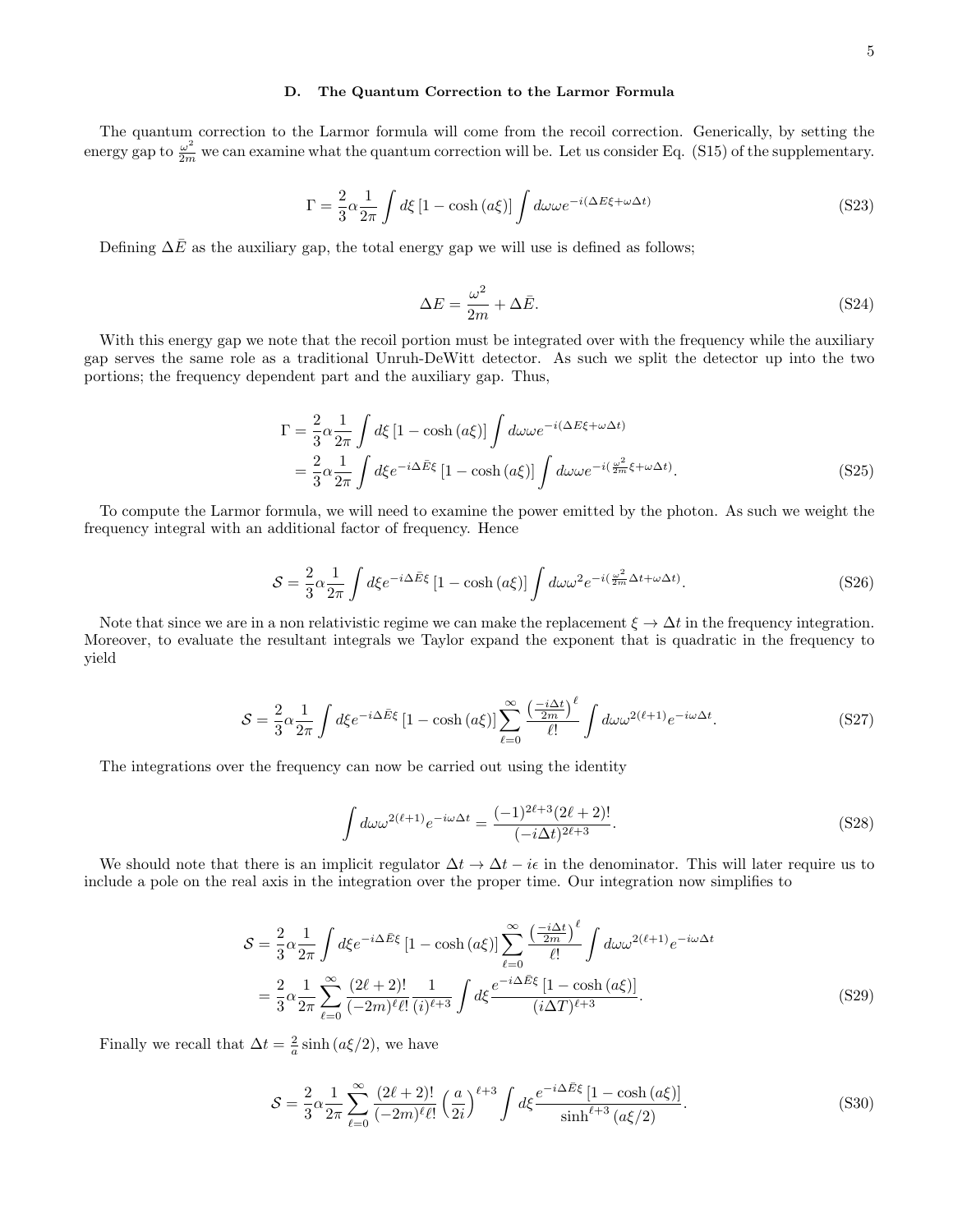### D. The Quantum Correction to the Larmor Formula

The quantum correction to the Larmor formula will come from the recoil correction. Generically, by setting the energy gap to $\frac{\omega^2}{2m}$ we can examine what the quantum correction will be. Let us consider Eq. (S15) of the supplementary.

$$\Gamma = \frac{2}{3}\alpha \frac{1}{2\pi} \int d\xi \left[1 - \cosh\left(a\xi\right)\right] \int d\omega \omega e^{-i(\Delta E \xi + \omega \Delta t)} \tag{S23}$$

Defining $\Delta \bar{E}$ as the auxiliary gap, the total energy gap we will use is defined as follows;

$$\Delta E = \frac{\omega^2}{2m} + \Delta \bar{E}. \tag{S24}$$

With this energy gap we note that the recoil portion must be integrated over with the frequency while the auxiliary gap serves the same role as a traditional Unruh-DeWitt detector. As such we split the detector up into the two portions; the frequency dependent part and the auxiliary gap. Thus,

$$\begin{aligned}
\Gamma &= \frac{2}{3}\alpha \frac{1}{2\pi} \int d\xi \left[1 - \cosh\left(a\xi\right)\right] \int d\omega \omega e^{-i(\Delta E \xi + \omega \Delta t)} \\
&= \frac{2}{3}\alpha \frac{1}{2\pi} \int d\xi e^{-i\Delta \bar{E}\xi} \left[1 - \cosh\left(a\xi\right)\right] \int d\omega \omega e^{-i(\frac{\omega^2}{2m}\xi + \omega \Delta t)}.
\end{aligned} \tag{S25}$$

To compute the Larmor formula, we will need to examine the power emitted by the photon. As such we weight the frequency integral with an additional factor of frequency. Hence

$$\mathcal{S} = \frac{2}{3}\alpha \frac{1}{2\pi} \int d\xi e^{-i\Delta \bar{E}\xi} \left[1 - \cosh\left(a\xi\right)\right] \int d\omega \omega^2 e^{-i(\frac{\omega^2}{2m}\Delta t + \omega \Delta t)}. \tag{S26}$$

Note that since we are in a non relativistic regime we can make the replacement $\xi \to \Delta t$ in the frequency integration. Moreover, to evaluate the resultant integrals we Taylor expand the exponent that is quadratic in the frequency to yield

$$\mathcal{S} = \frac{2}{3}\alpha \frac{1}{2\pi} \int d\xi e^{-i\Delta \bar{E}\xi} \left[1 - \cosh\left(a\xi\right)\right] \sum_{\ell=0}^{\infty} \frac{\left(\frac{-i\Delta t}{2m}\right)^{\ell}}{\ell!} \int d\omega \omega^{2(\ell+1)} e^{-i\omega \Delta t}. \tag{S27}$$

The integrations over the frequency can now be carried out using the identity

$$\int d\omega \omega^{2(\ell+1)} e^{-i\omega \Delta t} = \frac{(-1)^{2\ell+3}(2\ell+2)!}{(-i\Delta t)^{2\ell+3}}. \tag{S28}$$

We should note that there is an implicit regulator $\Delta t \to \Delta t - i\epsilon$ in the denominator. This will later require us to include a pole on the real axis in the integration over the proper time. Our integration now simplifies to

$$\begin{aligned}
\mathcal{S} &= \frac{2}{3}\alpha \frac{1}{2\pi} \int d\xi e^{-i\Delta \bar{E}\xi} \left[1 - \cosh\left(a\xi\right)\right] \sum_{\ell=0}^{\infty} \frac{\left(\frac{-i\Delta t}{2m}\right)^{\ell}}{\ell!} \int d\omega \omega^{2(\ell+1)} e^{-i\omega \Delta t} \\
&= \frac{2}{3}\alpha \frac{1}{2\pi} \sum_{\ell=0}^{\infty} \frac{(2\ell+2)!}{(-2m)^{\ell}\ell!} \frac{1}{(i)^{\ell+3}} \int d\xi \frac{e^{-i\Delta \bar{E}\xi}\left[1 - \cosh\left(a\xi\right)\right]}{(i\Delta T)^{\ell+3}}.
\end{aligned} \tag{S29}$$

Finally we recall that $\Delta t = \frac{2}{a}\sinh\left(a\xi/2\right)$, we have

$$\mathcal{S} = \frac{2}{3}\alpha \frac{1}{2\pi} \sum_{\ell=0}^{\infty} \frac{(2\ell+2)!}{(-2m)^{\ell}\ell!} \left(\frac{a}{2i}\right)^{\ell+3} \int d\xi \frac{e^{-i\Delta \bar{E}\xi}\left[1 - \cosh\left(a\xi\right)\right]}{\sinh^{\ell+3}\left(a\xi/2\right)}. \tag{S30}$$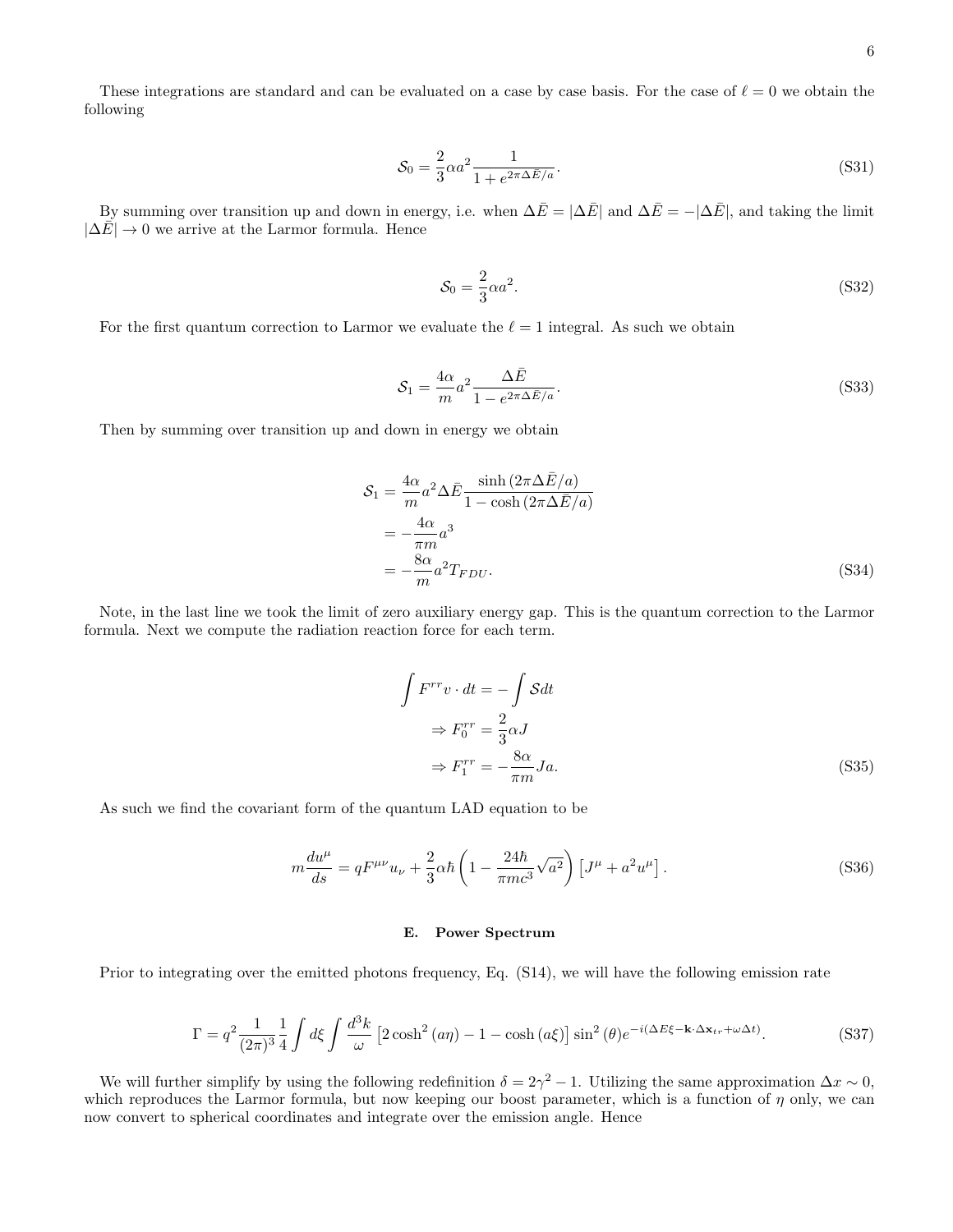These integrations are standard and can be evaluated on a case by case basis. For the case of $\ell = 0$ we obtain the following

$$\mathcal{S}_0 = \frac{2}{3}\alpha a^2 \frac{1}{1 + e^{2\pi\Delta\bar{E}/a}}. \tag{S31}$$

By summing over transition up and down in energy, i.e. when $\Delta\bar{E} = |\Delta\bar{E}|$ and $\Delta\bar{E} = -|\Delta\bar{E}|$, and taking the limit $|\Delta\bar{E}| \to 0$ we arrive at the Larmor formula. Hence

$$\mathcal{S}_0 = \frac{2}{3}\alpha a^2. \tag{S32}$$

For the first quantum correction to Larmor we evaluate the $\ell = 1$ integral. As such we obtain

$$\mathcal{S}_1 = \frac{4\alpha}{m} a^2 \frac{\Delta\bar{E}}{1 - e^{2\pi\Delta\bar{E}/a}}. \tag{S33}$$

Then by summing over transition up and down in energy we obtain

$$\begin{aligned}
\mathcal{S}_1 &= \frac{4\alpha}{m} a^2 \Delta\bar{E} \frac{\sinh\left(2\pi\Delta\bar{E}/a\right)}{1 - \cosh\left(2\pi\Delta\bar{E}/a\right)} \\
&= -\frac{4\alpha}{\pi m} a^3 \\
&= -\frac{8\alpha}{m} a^2 T_{FDU}.
\end{aligned} \tag{S34}$$

Note, in the last line we took the limit of zero auxiliary energy gap. This is the quantum correction to the Larmor formula. Next we compute the radiation reaction force for each term.

$$\begin{aligned}
\int F^{rr} v \cdot dt &= -\int \mathcal{S} dt \\
\Rightarrow F_0^{rr} &= \frac{2}{3}\alpha J \\
\Rightarrow F_1^{rr} &= -\frac{8\alpha}{\pi m} J a.
\end{aligned} \tag{S35}$$

As such we find the covariant form of the quantum LAD equation to be

$$m\frac{du^\mu}{ds} = qF^{\mu\nu}u_\nu + \frac{2}{3}\alpha\hbar\left(1 - \frac{24\hbar}{\pi m c^3}\sqrt{a^2}\right)\left[J^\mu + a^2 u^\mu\right]. \tag{S36}$$

### E. Power Spectrum

Prior to integrating over the emitted photons frequency, Eq. (S14), we will have the following emission rate

$$\Gamma = q^2 \frac{1}{(2\pi)^3}\frac{1}{4}\int d\xi \int \frac{d^3k}{\omega}\left[2\cosh^2(a\eta) - 1 - \cosh(a\xi)\right]\sin^2(\theta) e^{-i(\Delta E\xi - \mathbf{k}\cdot\Delta\mathbf{x}_{tr} + \omega\Delta t)}. \tag{S37}$$

We will further simplify by using the following redefinition $\delta = 2\gamma^2 - 1$. Utilizing the same approximation $\Delta x \sim 0$, which reproduces the Larmor formula, but now keeping our boost parameter, which is a function of $\eta$ only, we can now convert to spherical coordinates and integrate over the emission angle. Hence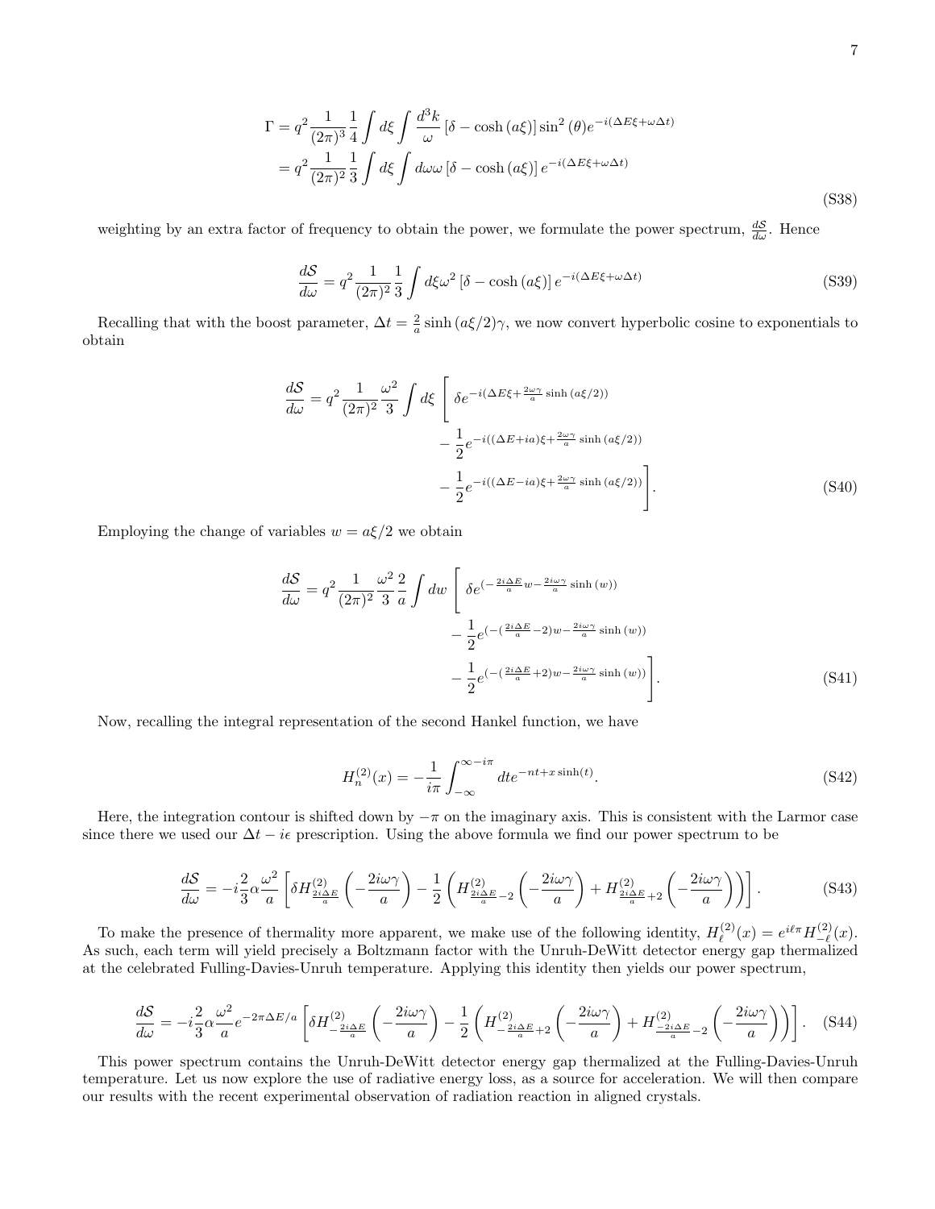$$
\begin{aligned}
\Gamma &= q^2 \frac{1}{(2\pi)^3} \frac{1}{4} \int d\xi \int \frac{d^3k}{\omega} \left[\delta - \cosh\left(a\xi\right)\right] \sin^2\left(\theta\right) e^{-i(\Delta E \xi + \omega \Delta t)} \\
&= q^2 \frac{1}{(2\pi)^2} \frac{1}{3} \int d\xi \int d\omega \omega \left[\delta - \cosh\left(a\xi\right)\right] e^{-i(\Delta E \xi + \omega \Delta t)}
\end{aligned}
\tag{S38}
$$

weighting by an extra factor of frequency to obtain the power, we formulate the power spectrum, $\frac{d\mathcal{S}}{d\omega}$. Hence

$$
\frac{d\mathcal{S}}{d\omega} = q^2 \frac{1}{(2\pi)^2} \frac{1}{3} \int d\xi \omega^2 \left[\delta - \cosh\left(a\xi\right)\right] e^{-i(\Delta E \xi + \omega \Delta t)}
\tag{S39}
$$

Recalling that with the boost parameter, $\Delta t = \frac{2}{a} \sinh\left(a\xi/2\right)\gamma$, we now convert hyperbolic cosine to exponentials to obtain

$$
\begin{aligned}
\frac{d\mathcal{S}}{d\omega} = q^2 \frac{1}{(2\pi)^2} \frac{\omega^2}{3} \int d\xi \Bigg[ & \delta e^{-i(\Delta E \xi + \frac{2\omega\gamma}{a} \sinh\left(a\xi/2\right))} \\
& - \frac{1}{2} e^{-i((\Delta E + ia)\xi + \frac{2\omega\gamma}{a} \sinh\left(a\xi/2\right))} \\
& - \frac{1}{2} e^{-i((\Delta E - ia)\xi + \frac{2\omega\gamma}{a} \sinh\left(a\xi/2\right))} \Bigg].
\end{aligned}
\tag{S40}
$$

Employing the change of variables $w = a\xi/2$ we obtain

$$
\begin{aligned}
\frac{d\mathcal{S}}{d\omega} = q^2 \frac{1}{(2\pi)^2} \frac{\omega^2}{3} \frac{2}{a} \int dw \Bigg[ & \delta e^{(-\frac{2i\Delta E}{a} w - \frac{2i\omega\gamma}{a} \sinh\left(w\right))} \\
& - \frac{1}{2} e^{(-(\frac{2i\Delta E}{a} - 2)w - \frac{2i\omega\gamma}{a} \sinh\left(w\right))} \\
& - \frac{1}{2} e^{(-(\frac{2i\Delta E}{a} + 2)w - \frac{2i\omega\gamma}{a} \sinh\left(w\right))} \Bigg].
\end{aligned}
\tag{S41}
$$

Now, recalling the integral representation of the second Hankel function, we have

$$
H_n^{(2)}(x) = -\frac{1}{i\pi} \int_{-\infty}^{\infty - i\pi} dt e^{-nt + x \sinh(t)}.
\tag{S42}
$$

Here, the integration contour is shifted down by $-\pi$ on the imaginary axis. This is consistent with the Larmor case since there we used our $\Delta t - i\epsilon$ prescription. Using the above formula we find our power spectrum to be

$$
\frac{d\mathcal{S}}{d\omega} = -i \frac{2}{3} \alpha \frac{\omega^2}{a} \left[ \delta H^{(2)}_{\frac{2i\Delta E}{a}} \left( -\frac{2i\omega\gamma}{a} \right) - \frac{1}{2} \left( H^{(2)}_{\frac{2i\Delta E}{a} - 2} \left( -\frac{2i\omega\gamma}{a} \right) + H^{(2)}_{\frac{2i\Delta E}{a} + 2} \left( -\frac{2i\omega\gamma}{a} \right) \right) \right].
\tag{S43}
$$

To make the presence of thermality more apparent, we make use of the following identity, $H_\ell^{(2)}(x) = e^{i\ell\pi} H_{-\ell}^{(2)}(x)$. As such, each term will yield precisely a Boltzmann factor with the Unruh-DeWitt detector energy gap thermalized at the celebrated Fulling-Davies-Unruh temperature. Applying this identity then yields our power spectrum,

$$
\frac{d\mathcal{S}}{d\omega} = -i \frac{2}{3} \alpha \frac{\omega^2}{a} e^{-2\pi \Delta E/a} \left[ \delta H^{(2)}_{-\frac{2i\Delta E}{a}} \left( -\frac{2i\omega\gamma}{a} \right) - \frac{1}{2} \left( H^{(2)}_{-\frac{2i\Delta E}{a} + 2} \left( -\frac{2i\omega\gamma}{a} \right) + H^{(2)}_{\frac{-2i\Delta E}{a} - 2} \left( -\frac{2i\omega\gamma}{a} \right) \right) \right].
\tag{S44}
$$

This power spectrum contains the Unruh-DeWitt detector energy gap thermalized at the Fulling-Davies-Unruh temperature. Let us now explore the use of radiative energy loss, as a source for acceleration. We will then compare our results with the recent experimental observation of radiation reaction in aligned crystals.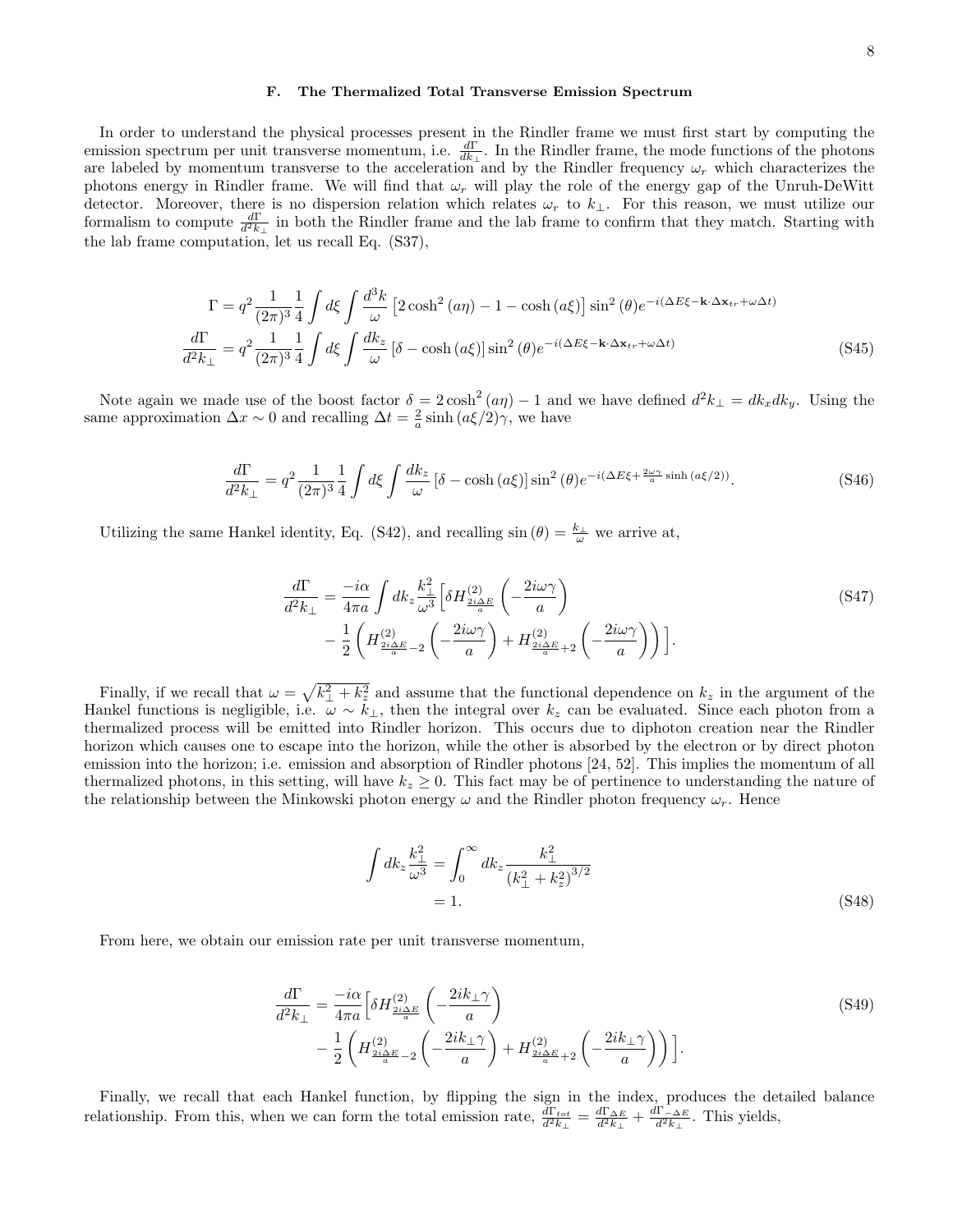### F. The Thermalized Total Transverse Emission Spectrum

In order to understand the physical processes present in the Rindler frame we must first start by computing the emission spectrum per unit transverse momentum, i.e. $\frac{d\Gamma}{dk_\perp}$. In the Rindler frame, the mode functions of the photons are labeled by momentum transverse to the acceleration and by the Rindler frequency $\omega_r$ which characterizes the photons energy in Rindler frame. We will find that $\omega_r$ will play the role of the energy gap of the Unruh-DeWitt detector. Moreover, there is no dispersion relation which relates $\omega_r$ to $k_\perp$. For this reason, we must utilize our formalism to compute $\frac{d\Gamma}{d^2k_\perp}$ in both the Rindler frame and the lab frame to confirm that they match. Starting with the lab frame computation, let us recall Eq. (S37),

$$
\begin{aligned}
\Gamma &= q^2 \frac{1}{(2\pi)^3}\frac{1}{4}\int d\xi \int \frac{d^3k}{\omega}\left[2\cosh^2(a\eta) - 1 - \cosh(a\xi)\right]\sin^2(\theta) e^{-i(\Delta E\xi - \mathbf{k}\cdot\Delta\mathbf{x}_{tr} + \omega\Delta t)} \\
\frac{d\Gamma}{d^2k_\perp} &= q^2 \frac{1}{(2\pi)^3}\frac{1}{4}\int d\xi \int \frac{dk_z}{\omega}\left[\delta - \cosh(a\xi)\right]\sin^2(\theta) e^{-i(\Delta E\xi - \mathbf{k}\cdot\Delta\mathbf{x}_{tr} + \omega\Delta t)}
\end{aligned}
\tag{S45}
$$

Note again we made use of the boost factor $\delta = 2\cosh^2(a\eta) - 1$ and we have defined $d^2k_\perp = dk_x dk_y$. Using the same approximation $\Delta x \sim 0$ and recalling $\Delta t = \frac{2}{a}\sinh(a\xi/2)\gamma$, we have

$$
\frac{d\Gamma}{d^2k_\perp} = q^2 \frac{1}{(2\pi)^3}\frac{1}{4}\int d\xi \int \frac{dk_z}{\omega}\left[\delta - \cosh(a\xi)\right]\sin^2(\theta) e^{-i(\Delta E\xi + \frac{2\omega\gamma}{a}\sinh(a\xi/2))}. \tag{S46}
$$

Utilizing the same Hankel identity, Eq. (S42), and recalling $\sin(\theta) = \frac{k_\perp}{\omega}$ we arrive at,

$$
\begin{aligned}
\frac{d\Gamma}{d^2k_\perp} = \frac{-i\alpha}{4\pi a}\int dk_z \frac{k_\perp^2}{\omega^3}\Big[&\delta H^{(2)}_{\frac{2i\Delta E}{a}}\left(-\frac{2i\omega\gamma}{a}\right) \\
&- \frac{1}{2}\left(H^{(2)}_{\frac{2i\Delta E}{a}-2}\left(-\frac{2i\omega\gamma}{a}\right) + H^{(2)}_{\frac{2i\Delta E}{a}+2}\left(-\frac{2i\omega\gamma}{a}\right)\right)\Big].
\end{aligned}
\tag{S47}
$$

Finally, if we recall that $\omega = \sqrt{k_\perp^2 + k_z^2}$ and assume that the functional dependence on $k_z$ in the argument of the Hankel functions is negligible, i.e. $\omega \sim k_\perp$, then the integral over $k_z$ can be evaluated. Since each photon from a thermalized process will be emitted into Rindler horizon. This occurs due to diphoton creation near the Rindler horizon which causes one to escape into the horizon, while the other is absorbed by the electron or by direct photon emission into the horizon; i.e. emission and absorption of Rindler photons [24, 52]. This implies the momentum of all thermalized photons, in this setting, will have $k_z \geq 0$. This fact may be of pertinence to understanding the nature of the relationship between the Minkowski photon energy $\omega$ and the Rindler photon frequency $\omega_r$. Hence

$$
\begin{aligned}
\int dk_z \frac{k_\perp^2}{\omega^3} &= \int_0^\infty dk_z \frac{k_\perp^2}{(k_\perp^2 + k_z^2)^{3/2}} \\
&= 1.
\end{aligned}
\tag{S48}
$$

From here, we obtain our emission rate per unit transverse momentum,

$$
\begin{aligned}
\frac{d\Gamma}{d^2k_\perp} = \frac{-i\alpha}{4\pi a}\Big[&\delta H^{(2)}_{\frac{2i\Delta E}{a}}\left(-\frac{2ik_\perp\gamma}{a}\right) \\
&- \frac{1}{2}\left(H^{(2)}_{\frac{2i\Delta E}{a}-2}\left(-\frac{2ik_\perp\gamma}{a}\right) + H^{(2)}_{\frac{2i\Delta E}{a}+2}\left(-\frac{2ik_\perp\gamma}{a}\right)\right)\Big].
\end{aligned}
\tag{S49}
$$

Finally, we recall that each Hankel function, by flipping the sign in the index, produces the detailed balance relationship. From this, when we can form the total emission rate, $\frac{d\Gamma_{tot}}{d^2k_\perp} = \frac{d\Gamma_{\Delta E}}{d^2k_\perp} + \frac{d\Gamma_{-\Delta E}}{d^2k_\perp}$. This yields,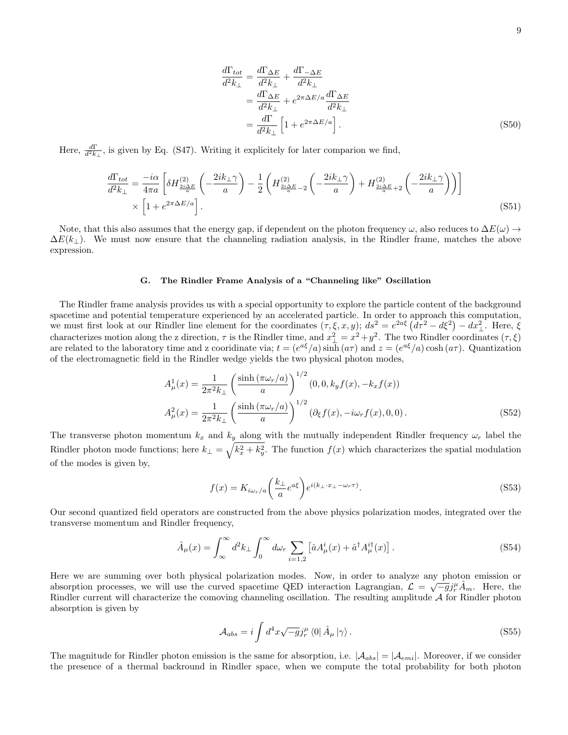$$
\begin{aligned}
\frac{d\Gamma_{tot}}{d^2k_\perp} &= \frac{d\Gamma_{\Delta E}}{d^2k_\perp} + \frac{d\Gamma_{-\Delta E}}{d^2k_\perp} \\
&= \frac{d\Gamma_{\Delta E}}{d^2k_\perp} + e^{2\pi\Delta E/a}\frac{d\Gamma_{\Delta E}}{d^2k_\perp} \\
&= \frac{d\Gamma}{d^2k_\perp}\left[1 + e^{2\pi\Delta E/a}\right].
\end{aligned} \tag{S50}
$$

Here, $\frac{d\Gamma}{d^2k_\perp}$, is given by Eq. (S47). Writing it explicitely for later comparion we find,

$$
\begin{aligned}
\frac{d\Gamma_{tot}}{d^2k_\perp} = \frac{-i\alpha}{4\pi a}&\left[\delta H^{(2)}_{\frac{2i\Delta E}{a}}\left(-\frac{2ik_\perp\gamma}{a}\right) - \frac{1}{2}\left(H^{(2)}_{\frac{2i\Delta E}{a}-2}\left(-\frac{2ik_\perp\gamma}{a}\right) + H^{(2)}_{\frac{2i\Delta E}{a}+2}\left(-\frac{2ik_\perp\gamma}{a}\right)\right)\right] \\
&\times\left[1 + e^{2\pi\Delta E/a}\right].
\end{aligned} \tag{S51}
$$

Note, that this also assumes that the energy gap, if dependent on the photon frequency $\omega$, also reduces to $\Delta E(\omega) \to \Delta E(k_\perp)$. We must now ensure that the channeling radiation analysis, in the Rindler frame, matches the above expression.

### G. The Rindler Frame Analysis of a "Channeling like" Oscillation

The Rindler frame analysis provides us with a special opportunity to explore the particle content of the background spacetime and potential temperature experienced by an accelerated particle. In order to approach this computation, we must first look at our Rindler line element for the coordinates $(\tau, \xi, x, y)$; $ds^2 = e^{2a\xi}\left(d\tau^2 - d\xi^2\right) - dx_\perp^2$. Here, $\xi$ characterizes motion along the z direction, $\tau$ is the Rindler time, and $x_\perp^2 = x^2 + y^2$. The two Rindler coordinates $(\tau, \xi)$ are related to the laboratory time and z cooridinate via; $t = (e^{a\xi}/a)\sinh(a\tau)$ and $z = (e^{a\xi}/a)\cosh(a\tau)$. Quantization of the electromagnetic field in the Rindler wedge yields the two physical photon modes,

$$
\begin{aligned}
A^1_\mu(x) &= \frac{1}{2\pi^2 k_\perp}\left(\frac{\sinh(\pi\omega_r/a)}{a}\right)^{1/2}(0, 0, k_y f(x), -k_x f(x)) \\
A^2_\mu(x) &= \frac{1}{2\pi^2 k_\perp}\left(\frac{\sinh(\pi\omega_r/a)}{a}\right)^{1/2}(\partial_\xi f(x), -i\omega_r f(x), 0, 0).
\end{aligned} \tag{S52}
$$

The transverse photon momentum $k_x$ and $k_y$ along with the mutually independent Rindler frequency $\omega_r$ label the Rindler photon mode functions; here $k_\perp = \sqrt{k_x^2 + k_y^2}$. The function $f(x)$ which characterizes the spatial modulation of the modes is given by,

$$
f(x) = K_{i\omega_r/a}\left(\frac{k_\perp}{a}e^{a\xi}\right)e^{i(k_\perp\cdot x_\perp - \omega_r\tau)}. \tag{S53}
$$

Our second quantized field operators are constructed from the above physics polarization modes, integrated over the transverse momentum and Rindler frequency,

$$
\hat{A}_\mu(x) = \int_\infty^\infty d^2k_\perp \int_0^\infty d\omega_r \sum_{i=1,2}\left[\hat{a}A^i_\mu(x) + \hat{a}^\dagger A^{i\dagger}_\mu(x)\right]. \tag{S54}
$$

Here we are summing over both physical polarization modes. Now, in order to analyze any photon emission or absorption processes, we will use the curved spacetime QED interaction Lagrangian, $\mathcal{L} = \sqrt{-g}j^\mu_r\hat{A}_m$. Here, the Rindler current will characterize the comoving channeling oscillation. The resulting amplitude $\mathcal{A}$ for Rindler photon absorption is given by

$$
\mathcal{A}_{abs} = i\int d^4x\sqrt{-g}j^\mu_r\langle 0|\hat{A}_\mu|\gamma\rangle. \tag{S55}
$$

The magnitude for Rindler photon emission is the same for absorption, i.e. $|\mathcal{A}_{abs}| = |\mathcal{A}_{emi}|$. Moreover, if we consider the presence of a thermal backround in Rindler space, when we compute the total probability for both photon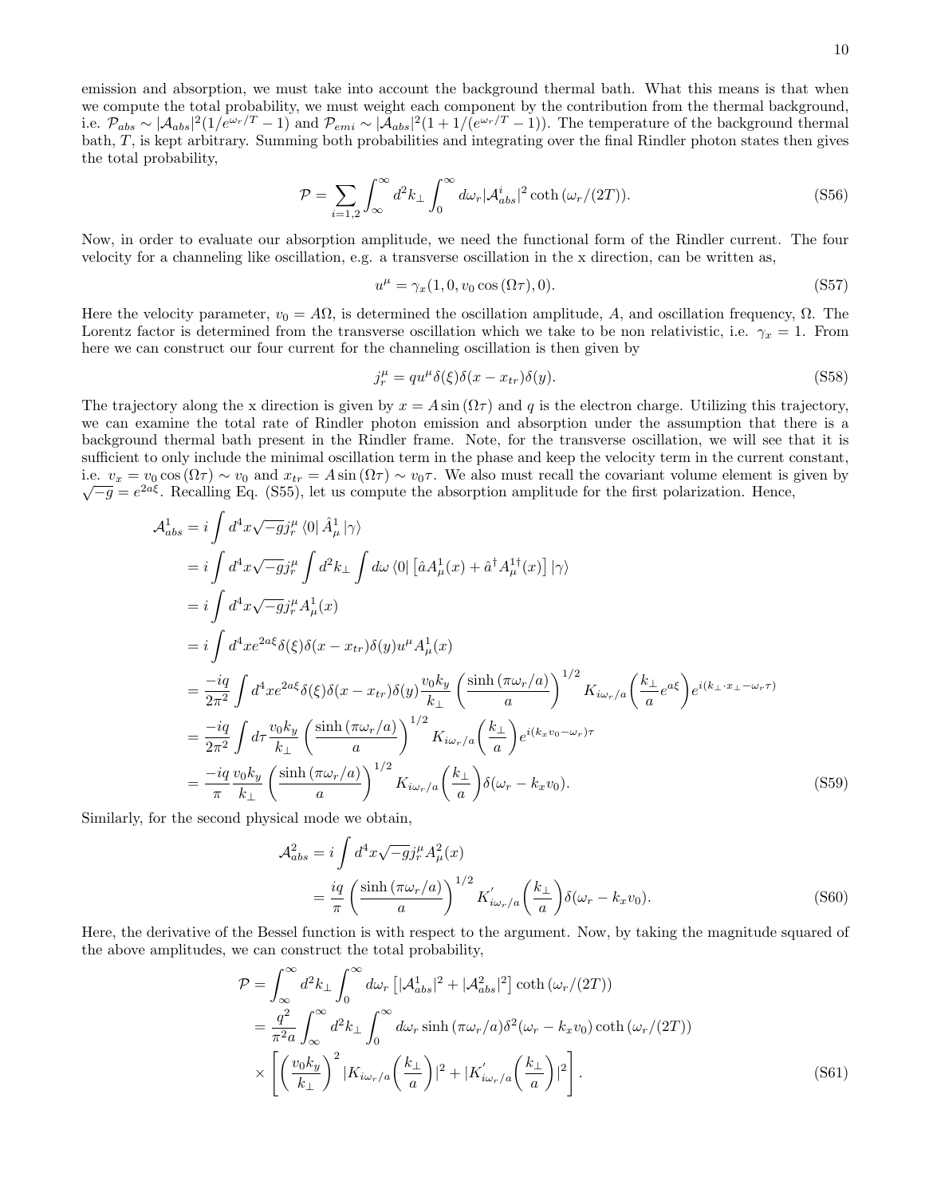emission and absorption, we must take into account the background thermal bath. What this means is that when we compute the total probability, we must weight each component by the contribution from the thermal background, i.e. $\mathcal{P}_{abs} \sim |\mathcal{A}_{abs}|^2(1/e^{\omega_r/T}-1)$ and $\mathcal{P}_{emi} \sim |\mathcal{A}_{abs}|^2(1+1/(e^{\omega_r/T}-1))$. The temperature of the background thermal bath, $T$, is kept arbitrary. Summing both probabilities and integrating over the final Rindler photon states then gives the total probability,

$$\mathcal{P} = \sum_{i=1,2}\int_{\infty}^{\infty} d^2k_\perp \int_0^\infty d\omega_r |\mathcal{A}^i_{abs}|^2 \coth\left(\omega_r/(2T)\right). \tag{S56}$$

Now, in order to evaluate our absorption amplitude, we need the functional form of the Rindler current. The four velocity for a channeling like oscillation, e.g. a transverse oscillation in the x direction, can be written as,

$$u^\mu = \gamma_x(1, 0, v_0\cos(\Omega\tau), 0). \tag{S57}$$

Here the velocity parameter, $v_0 = A\Omega$, is determined the oscillation amplitude, $A$, and oscillation frequency, $\Omega$. The Lorentz factor is determined from the transverse oscillation which we take to be non relativistic, i.e. $\gamma_x = 1$. From here we can construct our four current for the channeling oscillation is then given by

$$j^\mu_r = qu^\mu\delta(\xi)\delta(x - x_{tr})\delta(y). \tag{S58}$$

The trajectory along the x direction is given by $x = A\sin(\Omega\tau)$ and $q$ is the electron charge. Utilizing this trajectory, we can examine the total rate of Rindler photon emission and absorption under the assumption that there is a background thermal bath present in the Rindler frame. Note, for the transverse oscillation, we will see that it is sufficient to only include the minimal oscillation term in the phase and keep the velocity term in the current constant, i.e. $v_x = v_0\cos(\Omega\tau) \sim v_0$ and $x_{tr} = A\sin(\Omega\tau) \sim v_0\tau$. We also must recall the covariant volume element is given by $\sqrt{-g} = e^{2a\xi}$. Recalling Eq. (S55), let us compute the absorption amplitude for the first polarization. Hence,

$$\begin{aligned}
\mathcal{A}^1_{abs} &= i\int d^4x\sqrt{-g}j^\mu_r \langle 0|\hat{A}^1_\mu|\gamma\rangle \\
&= i\int d^4x\sqrt{-g}j^\mu_r \int d^2k_\perp \int d\omega \langle 0|\left[\hat{a}A^1_\mu(x) + \hat{a}^\dagger A^{1\dagger}_\mu(x)\right]|\gamma\rangle \\
&= i\int d^4x\sqrt{-g}j^\mu_r A^1_\mu(x) \\
&= i\int d^4x e^{2a\xi}\delta(\xi)\delta(x - x_{tr})\delta(y)u^\mu A^1_\mu(x) \\
&= \frac{-iq}{2\pi^2}\int d^4x e^{2a\xi}\delta(\xi)\delta(x - x_{tr})\delta(y)\frac{v_0k_y}{k_\perp}\left(\frac{\sinh(\pi\omega_r/a)}{a}\right)^{1/2} K_{i\omega_r/a}\left(\frac{k_\perp}{a}e^{a\xi}\right)e^{i(k_\perp\cdot x_\perp - \omega_r\tau)} \\
&= \frac{-iq}{2\pi^2}\int d\tau\frac{v_0k_y}{k_\perp}\left(\frac{\sinh(\pi\omega_r/a)}{a}\right)^{1/2} K_{i\omega_r/a}\left(\frac{k_\perp}{a}\right)e^{i(k_xv_0 - \omega_r)\tau} \\
&= \frac{-iq}{\pi}\frac{v_0k_y}{k_\perp}\left(\frac{\sinh(\pi\omega_r/a)}{a}\right)^{1/2} K_{i\omega_r/a}\left(\frac{k_\perp}{a}\right)\delta(\omega_r - k_xv_0).
\end{aligned} \tag{S59}$$

Similarly, for the second physical mode we obtain,

$$\begin{aligned}
\mathcal{A}^2_{abs} &= i\int d^4x\sqrt{-g}j^\mu_r A^2_\mu(x) \\
&= \frac{iq}{\pi}\left(\frac{\sinh(\pi\omega_r/a)}{a}\right)^{1/2} K'_{i\omega_r/a}\left(\frac{k_\perp}{a}\right)\delta(\omega_r - k_xv_0).
\end{aligned} \tag{S60}$$

Here, the derivative of the Bessel function is with respect to the argument. Now, by taking the magnitude squared of the above amplitudes, we can construct the total probability,

$$\begin{aligned}
\mathcal{P} &= \int_{\infty}^{\infty} d^2k_\perp \int_0^\infty d\omega_r \left[|\mathcal{A}^1_{abs}|^2 + |\mathcal{A}^2_{abs}|^2\right]\coth\left(\omega_r/(2T)\right) \\
&= \frac{q^2}{\pi^2 a}\int_{\infty}^{\infty} d^2k_\perp \int_0^\infty d\omega_r \sinh(\pi\omega_r/a)\delta^2(\omega_r - k_xv_0)\coth\left(\omega_r/(2T)\right) \\
&\quad\times\left[\left(\frac{v_0k_y}{k_\perp}\right)^2 |K_{i\omega_r/a}\left(\frac{k_\perp}{a}\right)|^2 + |K'_{i\omega_r/a}\left(\frac{k_\perp}{a}\right)|^2\right].
\end{aligned} \tag{S61}$$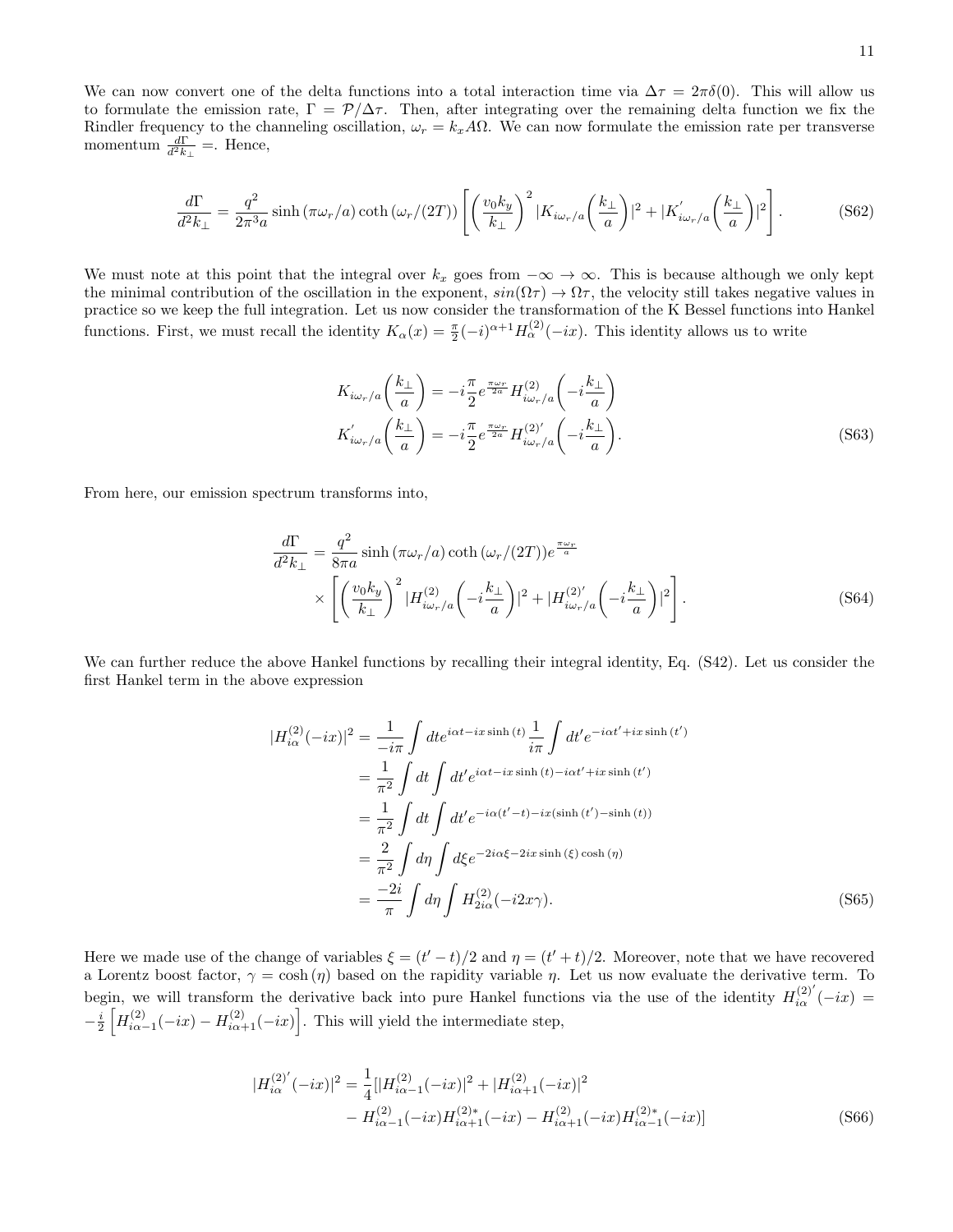We can now convert one of the delta functions into a total interaction time via $\Delta\tau = 2\pi\delta(0)$. This will allow us to formulate the emission rate, $\Gamma = \mathcal{P}/\Delta\tau$. Then, after integrating over the remaining delta function we fix the Rindler frequency to the channeling oscillation, $\omega_r = k_x A\Omega$. We can now formulate the emission rate per transverse momentum $\frac{d\Gamma}{d^2k_\perp} =$. Hence,

$$\frac{d\Gamma}{d^2k_\perp} = \frac{q^2}{2\pi^3 a}\sinh(\pi\omega_r/a)\coth(\omega_r/(2T))\left[\left(\frac{v_0 k_y}{k_\perp}\right)^2 |K_{i\omega_r/a}\left(\frac{k_\perp}{a}\right)|^2 + |K'_{i\omega_r/a}\left(\frac{k_\perp}{a}\right)|^2\right]. \tag{S62}$$

We must note at this point that the integral over $k_x$ goes from $-\infty \to \infty$. This is because although we only kept the minimal contribution of the oscillation in the exponent, $sin(\Omega\tau) \to \Omega\tau$, the velocity still takes negative values in practice so we keep the full integration. Let us now consider the transformation of the K Bessel functions into Hankel functions. First, we must recall the identity $K_\alpha(x) = \frac{\pi}{2}(-i)^{\alpha+1}H^{(2)}_\alpha(-ix)$. This identity allows us to write

$$\begin{aligned}
K_{i\omega_r/a}\left(\frac{k_\perp}{a}\right) &= -i\frac{\pi}{2}e^{\frac{\pi\omega_r}{2a}}H^{(2)}_{i\omega_r/a}\left(-i\frac{k_\perp}{a}\right)\\
K'_{i\omega_r/a}\left(\frac{k_\perp}{a}\right) &= -i\frac{\pi}{2}e^{\frac{\pi\omega_r}{2a}}H^{(2)'}_{i\omega_r/a}\left(-i\frac{k_\perp}{a}\right).
\end{aligned} \tag{S63}$$

From here, our emission spectrum transforms into,

$$\begin{aligned}
\frac{d\Gamma}{d^2k_\perp} &= \frac{q^2}{8\pi a}\sinh(\pi\omega_r/a)\coth(\omega_r/(2T))e^{\frac{\pi\omega_r}{a}}\\
&\times\left[\left(\frac{v_0 k_y}{k_\perp}\right)^2 |H^{(2)}_{i\omega_r/a}\left(-i\frac{k_\perp}{a}\right)|^2 + |H^{(2)'}_{i\omega_r/a}\left(-i\frac{k_\perp}{a}\right)|^2\right].
\end{aligned} \tag{S64}$$

We can further reduce the above Hankel functions by recalling their integral identity, Eq. (S42). Let us consider the first Hankel term in the above expression

$$\begin{aligned}
|H^{(2)}_{i\alpha}(-ix)|^2 &= \frac{1}{-i\pi}\int dt e^{i\alpha t - ix\sinh(t)}\frac{1}{i\pi}\int dt' e^{-i\alpha t' + ix\sinh(t')}\\
&= \frac{1}{\pi^2}\int dt\int dt' e^{i\alpha t - ix\sinh(t) - i\alpha t' + ix\sinh(t')}\\
&= \frac{1}{\pi^2}\int dt\int dt' e^{-i\alpha(t'-t) - ix(\sinh(t') - \sinh(t))}\\
&= \frac{2}{\pi^2}\int d\eta\int d\xi e^{-2i\alpha\xi - 2ix\sinh(\xi)\cosh(\eta)}\\
&= \frac{-2i}{\pi}\int d\eta\int H^{(2)}_{2i\alpha}(-i2x\gamma).
\end{aligned} \tag{S65}$$

Here we made use of the change of variables $\xi = (t'-t)/2$ and $\eta = (t'+t)/2$. Moreover, note that we have recovered a Lorentz boost factor, $\gamma = \cosh(\eta)$ based on the rapidity variable $\eta$. Let us now evaluate the derivative term. To begin, we will transform the derivative back into pure Hankel functions via the use of the identity $H^{(2)'}_{i\alpha}(-ix) = -\frac{i}{2}\left[H^{(2)}_{i\alpha-1}(-ix) - H^{(2)}_{i\alpha+1}(-ix)\right]$. This will yield the intermediate step,

$$\begin{aligned}
|H^{(2)'}_{i\alpha}(-ix)|^2 &= \frac{1}{4}[|H^{(2)}_{i\alpha-1}(-ix)|^2 + |H^{(2)}_{i\alpha+1}(-ix)|^2\\
&- H^{(2)}_{i\alpha-1}(-ix)H^{(2)*}_{i\alpha+1}(-ix) - H^{(2)}_{i\alpha+1}(-ix)H^{(2)*}_{i\alpha-1}(-ix)]
\end{aligned} \tag{S66}$$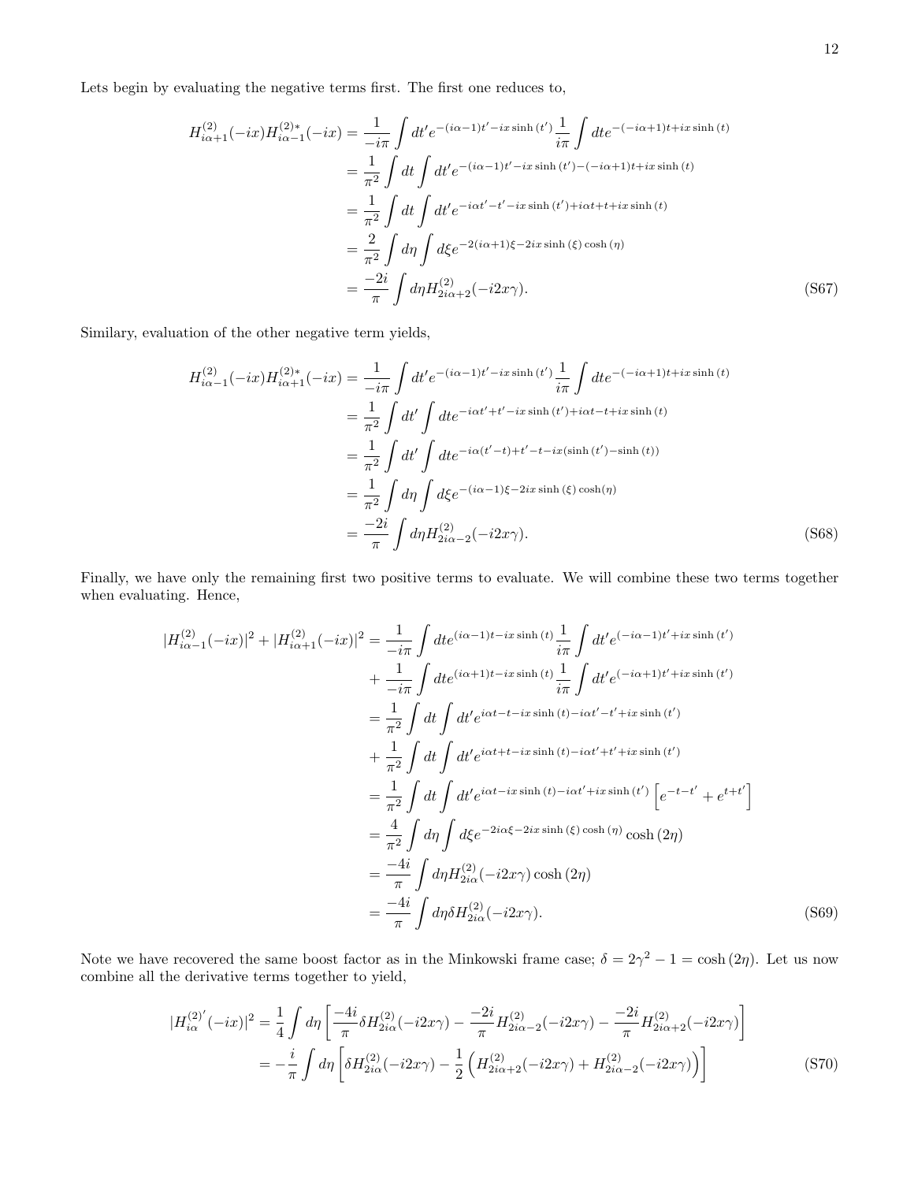Lets begin by evaluating the negative terms first. The first one reduces to,

$$
\begin{aligned}
H^{(2)}_{i\alpha+1}(-ix)H^{(2)*}_{i\alpha-1}(-ix) &= \frac{1}{-i\pi}\int dt' e^{-(i\alpha-1)t'-ix\sinh(t')}\frac{1}{i\pi}\int dt e^{-(-i\alpha+1)t+ix\sinh(t)} \\
&= \frac{1}{\pi^2}\int dt\int dt' e^{-(i\alpha-1)t'-ix\sinh(t')-(-i\alpha+1)t+ix\sinh(t)} \\
&= \frac{1}{\pi^2}\int dt\int dt' e^{-i\alpha t'-t'-ix\sinh(t')+i\alpha t+t+ix\sinh(t)} \\
&= \frac{2}{\pi^2}\int d\eta\int d\xi e^{-2(i\alpha+1)\xi-2ix\sinh(\xi)\cosh(\eta)} \\
&= \frac{-2i}{\pi}\int d\eta H^{(2)}_{2i\alpha+2}(-i2x\gamma).
\end{aligned}
\tag{S67}
$$

Similary, evaluation of the other negative term yields,

$$
\begin{aligned}
H^{(2)}_{i\alpha-1}(-ix)H^{(2)*}_{i\alpha+1}(-ix) &= \frac{1}{-i\pi}\int dt' e^{-(i\alpha-1)t'-ix\sinh(t')}\frac{1}{i\pi}\int dt e^{-(-i\alpha+1)t+ix\sinh(t)} \\
&= \frac{1}{\pi^2}\int dt'\int dt e^{-i\alpha t'+t'-ix\sinh(t')+i\alpha t-t+ix\sinh(t)} \\
&= \frac{1}{\pi^2}\int dt'\int dt e^{-i\alpha(t'-t)+t'-t-ix(\sinh(t')-\sinh(t))} \\
&= \frac{1}{\pi^2}\int d\eta\int d\xi e^{-(i\alpha-1)\xi-2ix\sinh(\xi)\cosh(\eta)} \\
&= \frac{-2i}{\pi}\int d\eta H^{(2)}_{2i\alpha-2}(-i2x\gamma).
\end{aligned}
\tag{S68}
$$

Finally, we have only the remaining first two positive terms to evaluate. We will combine these two terms together when evaluating. Hence,

$$
\begin{aligned}
|H^{(2)}_{i\alpha-1}(-ix)|^2+|H^{(2)}_{i\alpha+1}(-ix)|^2 &= \frac{1}{-i\pi}\int dt e^{(i\alpha-1)t-ix\sinh(t)}\frac{1}{i\pi}\int dt' e^{(-i\alpha-1)t'+ix\sinh(t')} \\
&+ \frac{1}{-i\pi}\int dt e^{(i\alpha+1)t-ix\sinh(t)}\frac{1}{i\pi}\int dt' e^{(-i\alpha+1)t'+ix\sinh(t')} \\
&= \frac{1}{\pi^2}\int dt\int dt' e^{i\alpha t-t-ix\sinh(t)-i\alpha t'-t'+ix\sinh(t')} \\
&+ \frac{1}{\pi^2}\int dt\int dt' e^{i\alpha t+t-ix\sinh(t)-i\alpha t'+t'+ix\sinh(t')} \\
&= \frac{1}{\pi^2}\int dt\int dt' e^{i\alpha t-ix\sinh(t)-i\alpha t'+ix\sinh(t')}\left[e^{-t-t'}+e^{t+t'}\right] \\
&= \frac{4}{\pi^2}\int d\eta\int d\xi e^{-2i\alpha\xi-2ix\sinh(\xi)\cosh(\eta)}\cosh(2\eta) \\
&= \frac{-4i}{\pi}\int d\eta H^{(2)}_{2i\alpha}(-i2x\gamma)\cosh(2\eta) \\
&= \frac{-4i}{\pi}\int d\eta\delta H^{(2)}_{2i\alpha}(-i2x\gamma).
\end{aligned}
\tag{S69}
$$

Note we have recovered the same boost factor as in the Minkowski frame case; $\delta = 2\gamma^2 - 1 = \cosh(2\eta)$. Let us now combine all the derivative terms together to yield,

$$
\begin{aligned}
|H^{(2)'}_{i\alpha}(-ix)|^2 &= \frac{1}{4}\int d\eta\left[\frac{-4i}{\pi}\delta H^{(2)}_{2i\alpha}(-i2x\gamma)-\frac{-2i}{\pi}H^{(2)}_{2i\alpha-2}(-i2x\gamma)-\frac{-2i}{\pi}H^{(2)}_{2i\alpha+2}(-i2x\gamma)\right] \\
&= -\frac{i}{\pi}\int d\eta\left[\delta H^{(2)}_{2i\alpha}(-i2x\gamma)-\frac{1}{2}\left(H^{(2)}_{2i\alpha+2}(-i2x\gamma)+H^{(2)}_{2i\alpha-2}(-i2x\gamma)\right)\right]
\end{aligned}
\tag{S70}
$$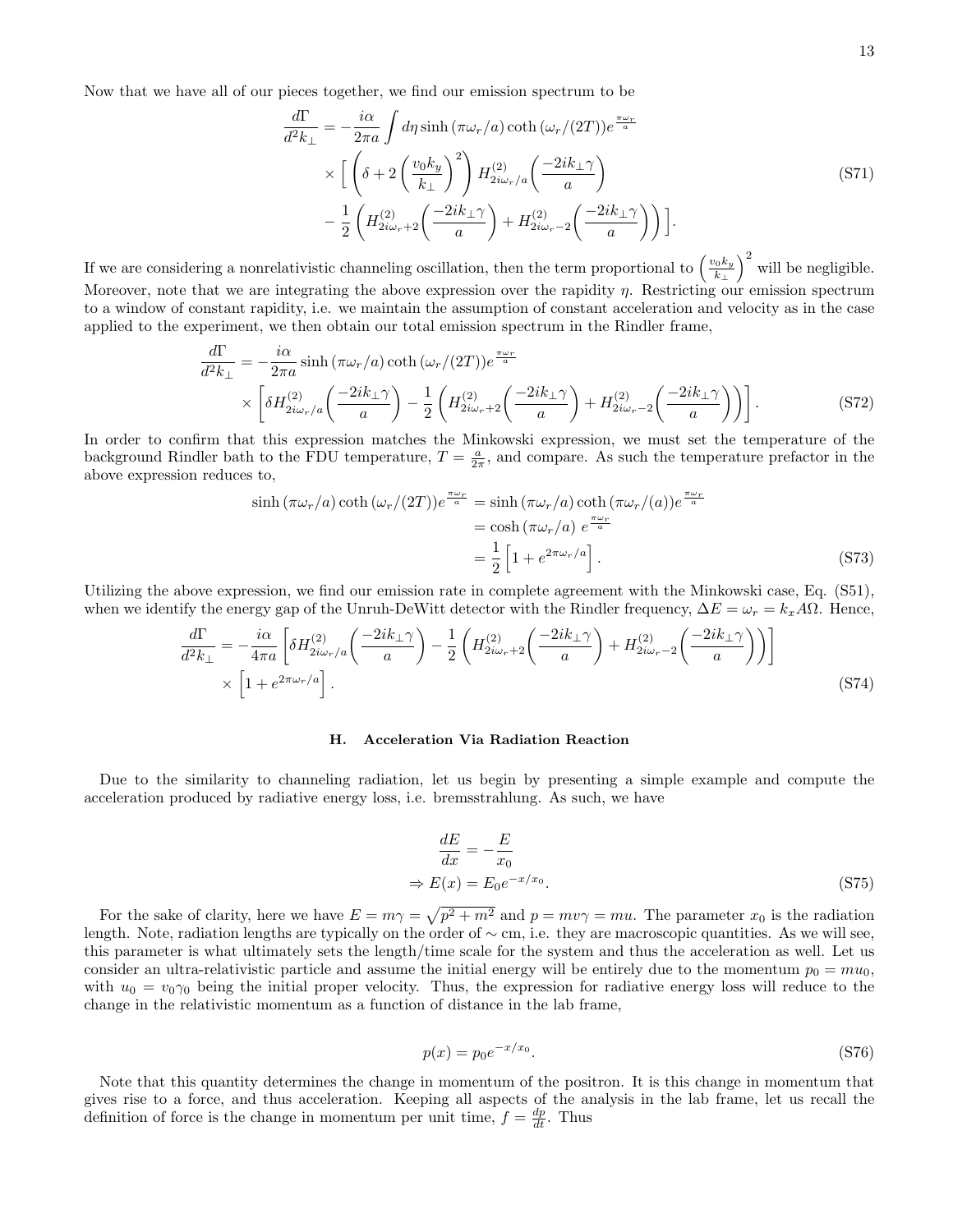Now that we have all of our pieces together, we find our emission spectrum to be

$$
\begin{aligned}
\frac{d\Gamma}{d^2k_\perp} = &-\frac{i\alpha}{2\pi a}\int d\eta \sinh\left(\pi\omega_r/a\right)\coth\left(\omega_r/(2T)\right)e^{\frac{\pi\omega_r}{a}} \\
&\times\Big[\left(\delta + 2\left(\frac{v_0 k_y}{k_\perp}\right)^2\right)H^{(2)}_{2i\omega_r/a}\left(\frac{-2ik_\perp\gamma}{a}\right) \\
&-\frac{1}{2}\left(H^{(2)}_{2i\omega_r+2}\left(\frac{-2ik_\perp\gamma}{a}\right)+H^{(2)}_{2i\omega_r-2}\left(\frac{-2ik_\perp\gamma}{a}\right)\right)\Big].
\end{aligned}
\tag{S71}
$$

If we are considering a nonrelativistic channeling oscillation, then the term proportional to $\left(\frac{v_0 k_y}{k_\perp}\right)^2$ will be negligible. Moreover, note that we are integrating the above expression over the rapidity $\eta$. Restricting our emission spectrum to a window of constant rapidity, i.e. we maintain the assumption of constant acceleration and velocity as in the case applied to the experiment, we then obtain our total emission spectrum in the Rindler frame,

$$
\begin{aligned}
\frac{d\Gamma}{d^2k_\perp} = &-\frac{i\alpha}{2\pi a}\sinh\left(\pi\omega_r/a\right)\coth\left(\omega_r/(2T)\right)e^{\frac{\pi\omega_r}{a}} \\
&\times\left[\delta H^{(2)}_{2i\omega_r/a}\left(\frac{-2ik_\perp\gamma}{a}\right)-\frac{1}{2}\left(H^{(2)}_{2i\omega_r+2}\left(\frac{-2ik_\perp\gamma}{a}\right)+H^{(2)}_{2i\omega_r-2}\left(\frac{-2ik_\perp\gamma}{a}\right)\right)\right].
\end{aligned}
\tag{S72}
$$

In order to confirm that this expression matches the Minkowski expression, we must set the temperature of the background Rindler bath to the FDU temperature, $T = \frac{a}{2\pi}$, and compare. As such the temperature prefactor in the above expression reduces to,

$$
\begin{aligned}
\sinh\left(\pi\omega_r/a\right)\coth\left(\omega_r/(2T)\right)e^{\frac{\pi\omega_r}{a}} &= \sinh\left(\pi\omega_r/a\right)\coth\left(\pi\omega_r/(a)\right)e^{\frac{\pi\omega_r}{a}} \\
&= \cosh\left(\pi\omega_r/a\right)\, e^{\frac{\pi\omega_r}{a}} \\
&= \frac{1}{2}\left[1+e^{2\pi\omega_r/a}\right].
\end{aligned}
\tag{S73}
$$

Utilizing the above expression, we find our emission rate in complete agreement with the Minkowski case, Eq. (S51), when we identify the energy gap of the Unruh-DeWitt detector with the Rindler frequency, $\Delta E = \omega_r = k_x A\Omega$. Hence,

$$
\begin{aligned}
\frac{d\Gamma}{d^2k_\perp} = &-\frac{i\alpha}{4\pi a}\left[\delta H^{(2)}_{2i\omega_r/a}\left(\frac{-2ik_\perp\gamma}{a}\right)-\frac{1}{2}\left(H^{(2)}_{2i\omega_r+2}\left(\frac{-2ik_\perp\gamma}{a}\right)+H^{(2)}_{2i\omega_r-2}\left(\frac{-2ik_\perp\gamma}{a}\right)\right)\right] \\
&\times\left[1+e^{2\pi\omega_r/a}\right].
\end{aligned}
\tag{S74}
$$

### H. Acceleration Via Radiation Reaction

Due to the similarity to channeling radiation, let us begin by presenting a simple example and compute the acceleration produced by radiative energy loss, i.e. bremsstrahlung. As such, we have

$$
\begin{aligned}
&\frac{dE}{dx} = -\frac{E}{x_0} \\
&\Rightarrow E(x) = E_0 e^{-x/x_0}.
\end{aligned}
\tag{S75}
$$

For the sake of clarity, here we have $E = m\gamma = \sqrt{p^2+m^2}$ and $p = mv\gamma = mu$. The parameter $x_0$ is the radiation length. Note, radiation lengths are typically on the order of $\sim$ cm, i.e. they are macroscopic quantities. As we will see, this parameter is what ultimately sets the length/time scale for the system and thus the acceleration as well. Let us consider an ultra-relativistic particle and assume the initial energy will be entirely due to the momentum $p_0 = mu_0$, with $u_0 = v_0\gamma_0$ being the initial proper velocity. Thus, the expression for radiative energy loss will reduce to the change in the relativistic momentum as a function of distance in the lab frame,

$$
p(x) = p_0 e^{-x/x_0}. \tag{S76}
$$

Note that this quantity determines the change in momentum of the positron. It is this change in momentum that gives rise to a force, and thus acceleration. Keeping all aspects of the analysis in the lab frame, let us recall the definition of force is the change in momentum per unit time, $f = \frac{dp}{dt}$. Thus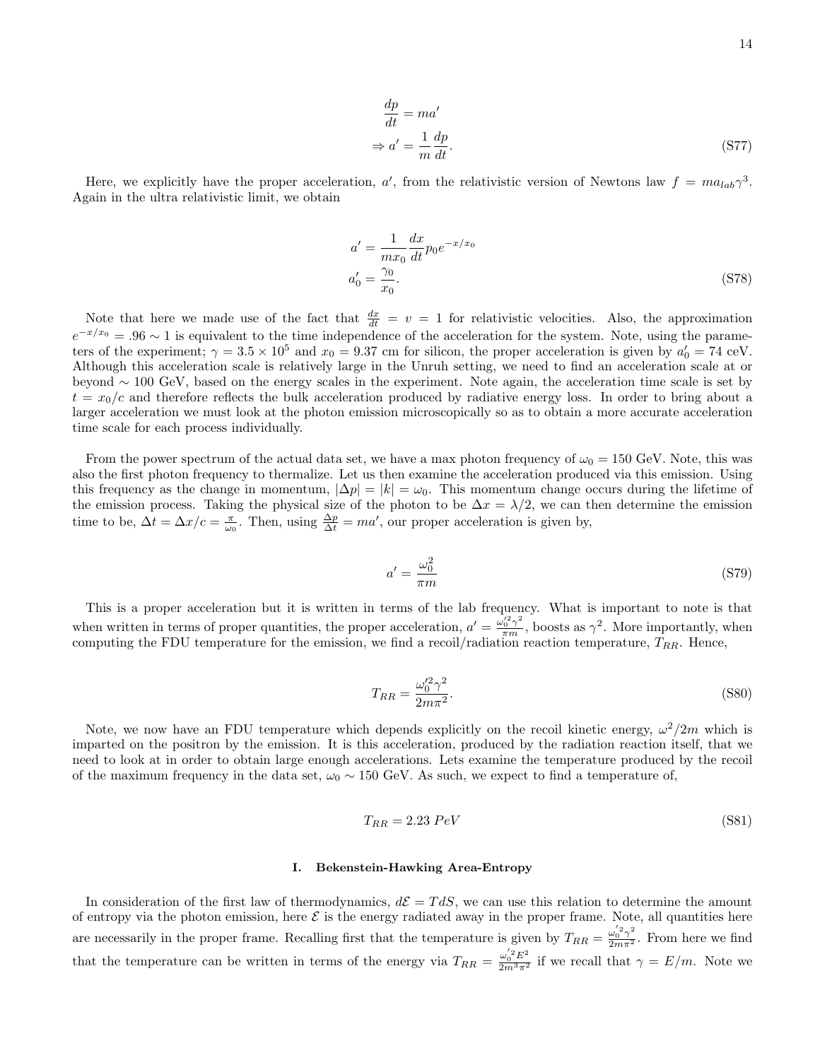$$
\begin{aligned}
\frac{dp}{dt} &= ma' \\
\Rightarrow a' &= \frac{1}{m}\frac{dp}{dt}.
\end{aligned}
\tag{S77}
$$

Here, we explicitly have the proper acceleration, $a'$, from the relativistic version of Newtons law $f = ma_{lab}\gamma^3$. Again in the ultra relativistic limit, we obtain

$$
\begin{aligned}
a' &= \frac{1}{mx_0}\frac{dx}{dt}p_0 e^{-x/x_0} \\
a'_0 &= \frac{\gamma_0}{x_0}.
\end{aligned}
\tag{S78}
$$

Note that here we made use of the fact that $\frac{dx}{dt} = v = 1$ for relativistic velocities. Also, the approximation $e^{-x/x_0} = .96 \sim 1$ is equivalent to the time independence of the acceleration for the system. Note, using the parameters of the experiment; $\gamma = 3.5 \times 10^5$ and $x_0 = 9.37$ cm for silicon, the proper acceleration is given by $a'_0 = 74$ ceV. Although this acceleration scale is relatively large in the Unruh setting, we need to find an acceleration scale at or beyond $\sim 100$ GeV, based on the energy scales in the experiment. Note again, the acceleration time scale is set by $t = x_0/c$ and therefore reflects the bulk acceleration produced by radiative energy loss. In order to bring about a larger acceleration we must look at the photon emission microscopically so as to obtain a more accurate acceleration time scale for each process individually.

From the power spectrum of the actual data set, we have a max photon frequency of $\omega_0 = 150$ GeV. Note, this was also the first photon frequency to thermalize. Let us then examine the acceleration produced via this emission. Using this frequency as the change in momentum, $|\Delta p| = |k| = \omega_0$. This momentum change occurs during the lifetime of the emission process. Taking the physical size of the photon to be $\Delta x = \lambda/2$, we can then determine the emission time to be, $\Delta t = \Delta x/c = \frac{\pi}{\omega_0}$. Then, using $\frac{\Delta p}{\Delta t} = ma'$, our proper acceleration is given by,

$$
a' = \frac{\omega_0^2}{\pi m}
\tag{S79}
$$

This is a proper acceleration but it is written in terms of the lab frequency. What is important to note is that when written in terms of proper quantities, the proper acceleration, $a' = \frac{\omega_0'^2\gamma^2}{\pi m}$, boosts as $\gamma^2$. More importantly, when computing the FDU temperature for the emission, we find a recoil/radiation reaction temperature, $T_{RR}$. Hence,

$$
T_{RR} = \frac{\omega_0'^2\gamma^2}{2m\pi^2}.
\tag{S80}
$$

Note, we now have an FDU temperature which depends explicitly on the recoil kinetic energy, $\omega^2/2m$ which is imparted on the positron by the emission. It is this acceleration, produced by the radiation reaction itself, that we need to look at in order to obtain large enough accelerations. Lets examine the temperature produced by the recoil of the maximum frequency in the data set, $\omega_0 \sim 150$ GeV. As such, we expect to find a temperature of,

$$
T_{RR} = 2.23 \; PeV
\tag{S81}
$$

### I. Bekenstein-Hawking Area-Entropy

In consideration of the first law of thermodynamics, $d\mathcal{E} = TdS$, we can use this relation to determine the amount of entropy via the photon emission, here $\mathcal{E}$ is the energy radiated away in the proper frame. Note, all quantities here are necessarily in the proper frame. Recalling first that the temperature is given by $T_{RR} = \frac{\omega_0'^2\gamma^2}{2m\pi^2}$. From here we find that the temperature can be written in terms of the energy via $T_{RR} = \frac{\omega_0'^2 E^2}{2m^3\pi^2}$ if we recall that $\gamma = E/m$. Note we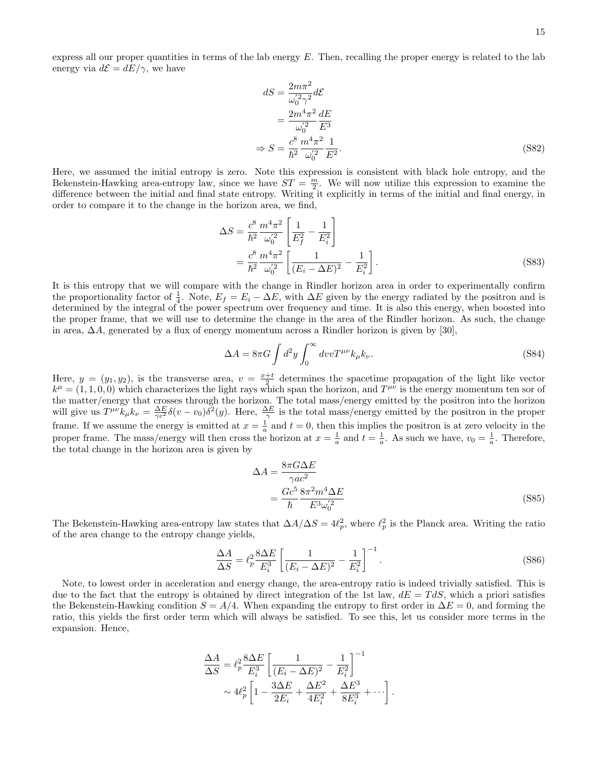express all our proper quantities in terms of the lab energy $E$. Then, recalling the proper energy is related to the lab energy via $d\mathcal{E} = dE/\gamma$, we have

$$
\begin{aligned}
dS &= \frac{2m\pi^2}{\omega_0'^2 \gamma^2} d\mathcal{E} \\
&= \frac{2m^4\pi^2}{\omega_0'^2} \frac{dE}{E^3} \\
\Rightarrow S &= \frac{c^8}{\hbar^2} \frac{m^4\pi^2}{\omega_0'^2} \frac{1}{E^2}.
\end{aligned}
\tag{S82}
$$

Here, we assumed the initial entropy is zero. Note this expression is consistent with black hole entropy, and the Bekenstein-Hawking area-entropy law, since we have $ST = \frac{m}{2}$. We will now utilize this expression to examine the difference between the initial and final state entropy. Writing it explicitly in terms of the initial and final energy, in order to compare it to the change in the horizon area, we find,

$$
\begin{aligned}
\Delta S &= \frac{c^8}{\hbar^2} \frac{m^4\pi^2}{\omega_0'^2} \left[ \frac{1}{E_f^2} - \frac{1}{E_i^2} \right] \\
&= \frac{c^8}{\hbar^2} \frac{m^4\pi^2}{\omega_0'^2} \left[ \frac{1}{(E_i - \Delta E)^2} - \frac{1}{E_i^2} \right].
\end{aligned}
\tag{S83}
$$

It is this entropy that we will compare with the change in Rindler horizon area in order to experimentally confirm the proportionality factor of $\frac{1}{4}$. Note, $E_f = E_i - \Delta E$, with $\Delta E$ given by the energy radiated by the positron and is determined by the integral of the power spectrum over frequency and time. It is also this energy, when boosted into the proper frame, that we will use to determine the change in the area of the Rindler horizon. As such, the change in area, $\Delta A$, generated by a flux of energy momentum across a Rindler horizon is given by [30],

$$
\Delta A = 8\pi G \int d^2y \int_0^\infty dv v T^{\mu\nu} k_\mu k_\nu. \tag{S84}
$$

Here, $y = (y_1, y_2)$, is the transverse area, $v = \frac{x+t}{2}$ determines the spacetime propagation of the light like vector $k^\mu = (1, 1, 0, 0)$ which characterizes the light rays which span the horizon, and $T^{\mu\nu}$ is the energy momentum tensor of the matter/energy that crosses through the horizon. The total mass/energy emitted by the positron into the horizon will give us $T^{\mu\nu} k_\mu k_\nu = \frac{\Delta E}{\gamma c^2} \delta(v - v_0) \delta^2(y)$. Here, $\frac{\Delta E}{\gamma}$ is the total mass/energy emitted by the positron in the proper frame. If we assume the energy is emitted at $x = \frac{1}{a}$ and $t = 0$, then this implies the positron is at zero velocity in the proper frame. The mass/energy will then cross the horizon at $x = \frac{1}{a}$ and $t = \frac{1}{a}$. As such we have, $v_0 = \frac{1}{a}$. Therefore, the total change in the horizon area is given by

$$
\begin{aligned}
\Delta A &= \frac{8\pi G \Delta E}{\gamma a c^2} \\
&= \frac{G c^5}{\hbar} \frac{8\pi^2 m^4 \Delta E}{E^3 \omega_0'^2}
\end{aligned}
\tag{S85}
$$

The Bekenstein-Hawking area-entropy law states that $\Delta A / \Delta S = 4\ell_p^2$, where $\ell_p^2$ is the Planck area. Writing the ratio of the area change to the entropy change yields,

$$
\frac{\Delta A}{\Delta S} = \ell_p^2 \frac{8\Delta E}{E_i^3} \left[ \frac{1}{(E_i - \Delta E)^2} - \frac{1}{E_i^2} \right]^{-1}. \tag{S86}
$$

Note, to lowest order in acceleration and energy change, the area-entropy ratio is indeed trivially satisfied. This is due to the fact that the entropy is obtained by direct integration of the 1st law, $dE = TdS$, which a priori satisfies the Bekenstein-Hawking condition $S = A/4$. When expanding the entropy to first order in $\Delta E = 0$, and forming the ratio, this yields the first order term which will always be satisfied. To see this, let us consider more terms in the expansion. Hence,

$$
\begin{aligned}
\frac{\Delta A}{\Delta S} &= \ell_p^2 \frac{8\Delta E}{E_i^3} \left[ \frac{1}{(E_i - \Delta E)^2} - \frac{1}{E_i^2} \right]^{-1} \\
&\sim 4\ell_p^2 \left[ 1 - \frac{3\Delta E}{2E_i} + \frac{\Delta E^2}{4E_i^2} + \frac{\Delta E^3}{8E_i^3} + \cdots \right].
\end{aligned}
$$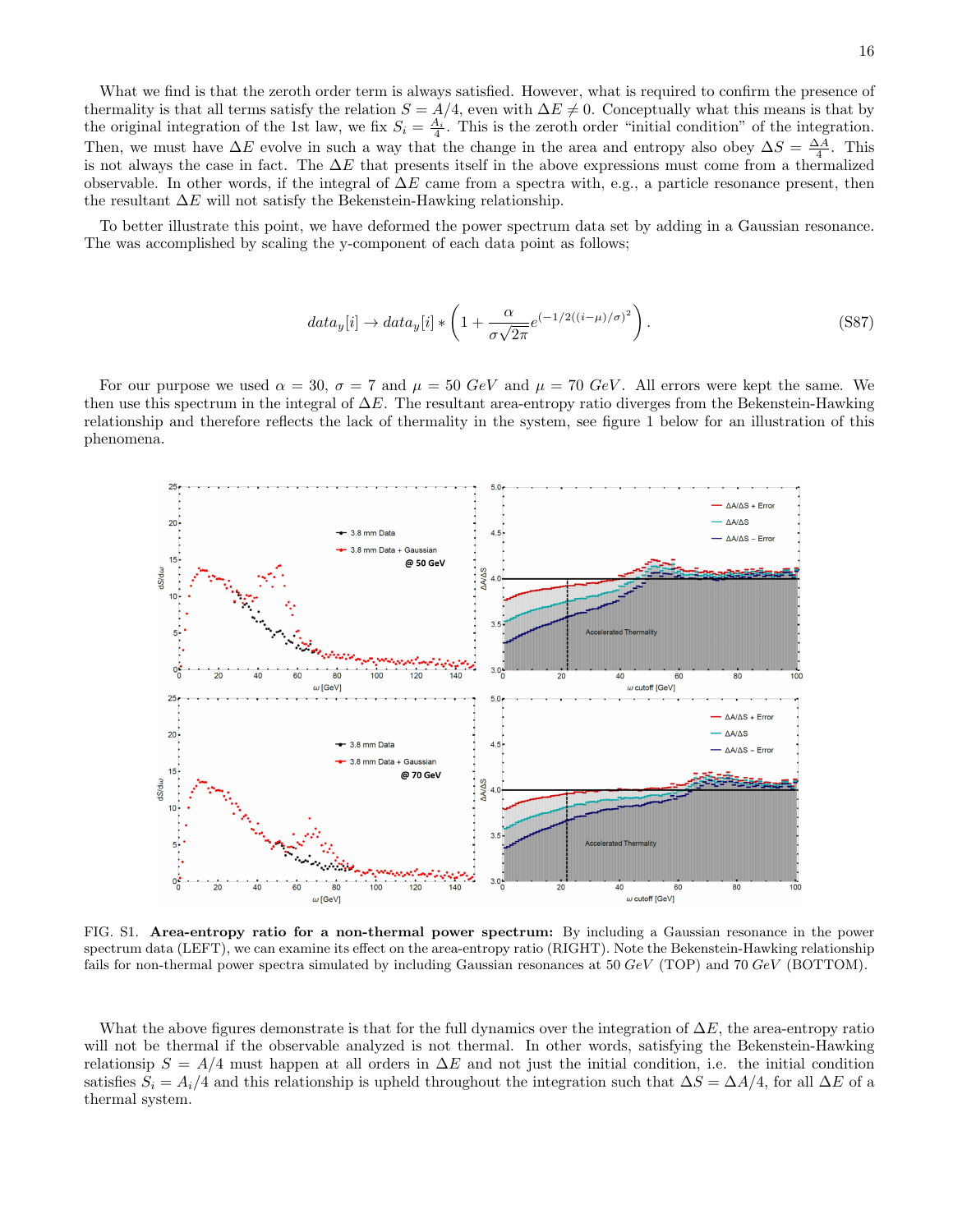What we find is that the zeroth order term is always satisfied. However, what is required to confirm the presence of thermality is that all terms satisfy the relation $S = A/4$, even with $\Delta E \neq 0$. Conceptually what this means is that by the original integration of the 1st law, we fix $S_i = \frac{A_i}{4}$. This is the zeroth order "initial condition" of the integration. Then, we must have $\Delta E$ evolve in such a way that the change in the area and entropy also obey $\Delta S = \frac{\Delta A}{4}$. This is not always the case in fact. The $\Delta E$ that presents itself in the above expressions must come from a thermalized observable. In other words, if the integral of $\Delta E$ came from a spectra with, e.g., a particle resonance present, then the resultant $\Delta E$ will not satisfy the Bekenstein-Hawking relationship.

To better illustrate this point, we have deformed the power spectrum data set by adding in a Gaussian resonance. The was accomplished by scaling the y-component of each data point as follows;

$$data_y[i] \rightarrow data_y[i] * \left(1 + \frac{\alpha}{\sigma\sqrt{2\pi}} e^{(-1/2((i-\mu)/\sigma)^2}\right). \tag{S87}$$

For our purpose we used $\alpha = 30$, $\sigma = 7$ and $\mu = 50\ GeV$ and $\mu = 70\ GeV$. All errors were kept the same. We then use this spectrum in the integral of $\Delta E$. The resultant area-entropy ratio diverges from the Bekenstein-Hawking relationship and therefore reflects the lack of thermality in the system, see figure 1 below for an illustration of this phenomena.

FIG. S1. **Area-entropy ratio for a non-thermal power spectrum:** By including a Gaussian resonance in the power spectrum data (LEFT), we can examine its effect on the area-entropy ratio (RIGHT). Note the Bekenstein-Hawking relationship fails for non-thermal power spectra simulated by including Gaussian resonances at 50 $GeV$ (TOP) and 70 $GeV$ (BOTTOM).

What the above figures demonstrate is that for the full dynamics over the integration of $\Delta E$, the area-entropy ratio will not be thermal if the observable analyzed is not thermal. In other words, satisfying the Bekenstein-Hawking relationship $S = A/4$ must happen at all orders in $\Delta E$ and not just the initial condition, i.e. the initial condition satisfies $S_i = A_i/4$ and this relationship is upheld throughout the integration such that $\Delta S = \Delta A/4$, for all $\Delta E$ of a thermal system.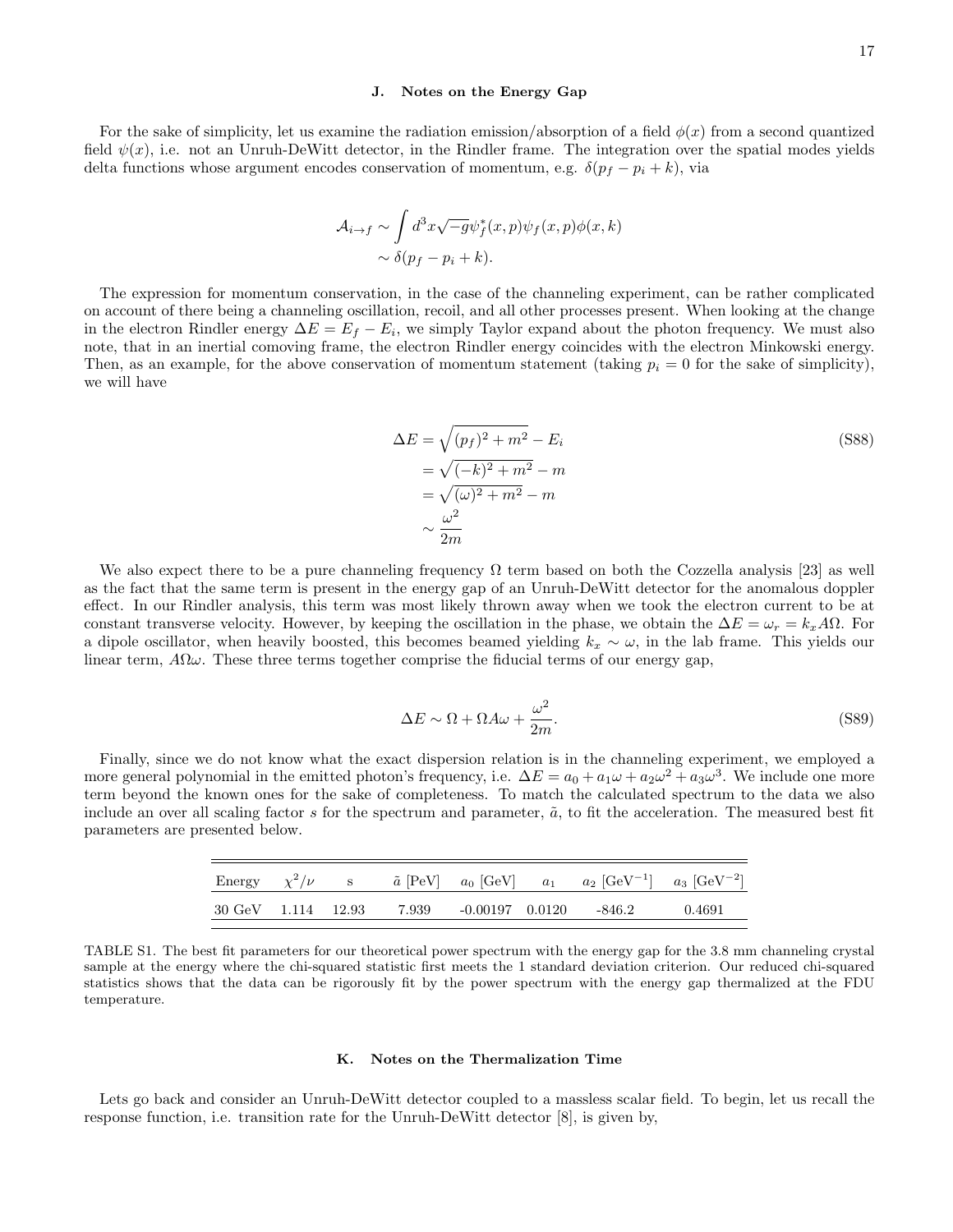### J. Notes on the Energy Gap

For the sake of simplicity, let us examine the radiation emission/absorption of a field $\phi(x)$ from a second quantized field $\psi(x)$, i.e. not an Unruh-DeWitt detector, in the Rindler frame. The integration over the spatial modes yields delta functions whose argument encodes conservation of momentum, e.g. $\delta(p_f - p_i + k)$, via

$$
\begin{aligned}
\mathcal{A}_{i\to f} &\sim \int d^3x \sqrt{-g}\,\psi_f^*(x,p)\psi_f(x,p)\phi(x,k) \\
&\sim \delta(p_f - p_i + k).
\end{aligned}
$$

The expression for momentum conservation, in the case of the channeling experiment, can be rather complicated on account of there being a channeling oscillation, recoil, and all other processes present. When looking at the change in the electron Rindler energy $\Delta E = E_f - E_i$, we simply Taylor expand about the photon frequency. We must also note, that in an inertial comoving frame, the electron Rindler energy coincides with the electron Minkowski energy. Then, as an example, for the above conservation of momentum statement (taking $p_i = 0$ for the sake of simplicity), we will have

$$
\begin{aligned}
\Delta E &= \sqrt{(p_f)^2 + m^2} - E_i \\
&= \sqrt{(-k)^2 + m^2} - m \\
&= \sqrt{(\omega)^2 + m^2} - m \\
&\sim \frac{\omega^2}{2m}
\end{aligned}
\tag{S88}
$$

We also expect there to be a pure channeling frequency $\Omega$ term based on both the Cozzella analysis [23] as well as the fact that the same term is present in the energy gap of an Unruh-DeWitt detector for the anomalous doppler effect. In our Rindler analysis, this term was most likely thrown away when we took the electron current to be at constant transverse velocity. However, by keeping the oscillation in the phase, we obtain the $\Delta E = \omega_r = k_x A\Omega$. For a dipole oscillator, when heavily boosted, this becomes beamed yielding $k_x \sim \omega$, in the lab frame. This yields our linear term, $A\Omega\omega$. These three terms together comprise the fiducial terms of our energy gap,

$$
\Delta E \sim \Omega + \Omega A \omega + \frac{\omega^2}{2m}. \tag{S89}
$$

Finally, since we do not know what the exact dispersion relation is in the channeling experiment, we employed a more general polynomial in the emitted photon's frequency, i.e. $\Delta E = a_0 + a_1\omega + a_2\omega^2 + a_3\omega^3$. We include one more term beyond the known ones for the sake of completeness. To match the calculated spectrum to the data we also include an over all scaling factor $s$ for the spectrum and parameter, $\tilde{a}$, to fit the acceleration. The measured best fit parameters are presented below.

| Energy | $\chi^2/\nu$ | s | $\tilde{a}$ [PeV] | $a_0$ [GeV] | $a_1$ | $a_2$ [GeV$^{-1}$] | $a_3$ [GeV$^{-2}$] |
|---|---|---|---|---|---|---|---|
| 30 GeV | 1.114 | 12.93 | 7.939 | -0.00197 | 0.0120 | -846.2 | 0.4691 |

TABLE S1. The best fit parameters for our theoretical power spectrum with the energy gap for the 3.8 mm channeling crystal sample at the energy where the chi-squared statistic first meets the 1 standard deviation criterion. Our reduced chi-squared statistics shows that the data can be rigorously fit by the power spectrum with the energy gap thermalized at the FDU temperature.

### K. Notes on the Thermalization Time

Lets go back and consider an Unruh-DeWitt detector coupled to a massless scalar field. To begin, let us recall the response function, i.e. transition rate for the Unruh-DeWitt detector [8], is given by,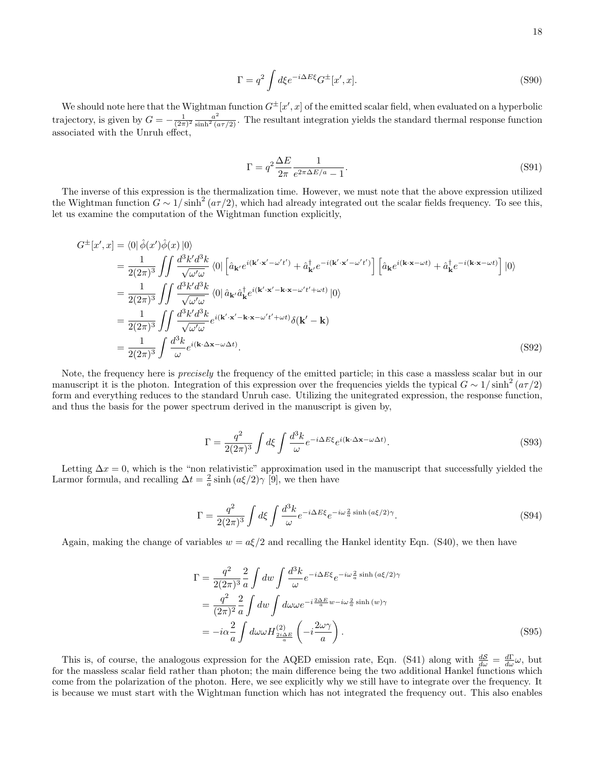$$\Gamma = q^2 \int d\xi e^{-i\Delta E \xi} G^{\pm}[x', x]. \tag{S90}$$

We should note here that the Wightman function $G^{\pm}[x', x]$ of the emitted scalar field, when evaluated on a hyperbolic trajectory, is given by $G = -\frac{1}{(2\pi)^2}\frac{a^2}{\sinh^2(a\tau/2)}$. The resultant integration yields the standard thermal response function associated with the Unruh effect,

$$\Gamma = q^2 \frac{\Delta E}{2\pi} \frac{1}{e^{2\pi \Delta E/a} - 1}. \tag{S91}$$

The inverse of this expression is the thermalization time. However, we must note that the above expression utilized the Wightman function $G \sim 1/\sinh^2(a\tau/2)$, which had already integrated out the scalar fields frequency. To see this, let us examine the computation of the Wightman function explicitly,

$$\begin{aligned}
G^{\pm}[x', x] &= \langle 0| \hat{\phi}(x')\hat{\phi}(x) |0\rangle \\
&= \frac{1}{2(2\pi)^3} \iint \frac{d^3k' d^3k}{\sqrt{\omega'\omega}} \langle 0| \left[\hat{a}_{\mathbf{k}'} e^{i(\mathbf{k}'\cdot\mathbf{x}' - \omega' t')} + \hat{a}^{\dagger}_{\mathbf{k}'} e^{-i(\mathbf{k}'\cdot\mathbf{x}' - \omega' t')}\right] \left[\hat{a}_{\mathbf{k}} e^{i(\mathbf{k}\cdot\mathbf{x} - \omega t)} + \hat{a}^{\dagger}_{\mathbf{k}} e^{-i(\mathbf{k}\cdot\mathbf{x} - \omega t)}\right] |0\rangle \\
&= \frac{1}{2(2\pi)^3} \iint \frac{d^3k' d^3k}{\sqrt{\omega'\omega}} \langle 0| \hat{a}_{\mathbf{k}'} \hat{a}^{\dagger}_{\mathbf{k}} e^{i(\mathbf{k}'\cdot\mathbf{x}' - \mathbf{k}\cdot\mathbf{x} - \omega' t' + \omega t)} |0\rangle \\
&= \frac{1}{2(2\pi)^3} \iint \frac{d^3k' d^3k}{\sqrt{\omega'\omega}} e^{i(\mathbf{k}'\cdot\mathbf{x}' - \mathbf{k}\cdot\mathbf{x} - \omega' t' + \omega t)} \delta(\mathbf{k}' - \mathbf{k}) \\
&= \frac{1}{2(2\pi)^3} \int \frac{d^3k}{\omega} e^{i(\mathbf{k}\cdot\Delta\mathbf{x} - \omega \Delta t)}.
\end{aligned} \tag{S92}$$

Note, the frequency here is *precisely* the frequency of the emitted particle; in this case a massless scalar but in our manuscript it is the photon. Integration of this expression over the frequencies yields the typical $G \sim 1/\sinh^2(a\tau/2)$ form and everything reduces to the standard Unruh case. Utilizing the unintegrated expression, the response function, and thus the basis for the power spectrum derived in the manuscript is given by,

$$\Gamma = \frac{q^2}{2(2\pi)^3} \int d\xi \int \frac{d^3k}{\omega} e^{-i\Delta E \xi} e^{i(\mathbf{k}\cdot\Delta\mathbf{x} - \omega \Delta t)}. \tag{S93}$$

Letting $\Delta x = 0$, which is the "non relativistic" approximation used in the manuscript that successfully yielded the Larmor formula, and recalling $\Delta t = \frac{2}{a}\sinh(a\xi/2)\gamma$ [9], we then have

$$\Gamma = \frac{q^2}{2(2\pi)^3} \int d\xi \int \frac{d^3k}{\omega} e^{-i\Delta E \xi} e^{-i\omega \frac{2}{a}\sinh(a\xi/2)\gamma}. \tag{S94}$$

Again, making the change of variables $w = a\xi/2$ and recalling the Hankel identity Eqn. (S40), we then have

$$\begin{aligned}
\Gamma &= \frac{q^2}{2(2\pi)^3} \frac{2}{a} \int dw \int \frac{d^3k}{\omega} e^{-i\Delta E \xi} e^{-i\omega \frac{2}{a}\sinh(a\xi/2)\gamma} \\
&= \frac{q^2}{(2\pi)^2} \frac{2}{a} \int dw \int d\omega \omega e^{-i\frac{2\Delta E}{a} w - i\omega \frac{2}{a}\sinh(w)\gamma} \\
&= -i\alpha \frac{2}{a} \int d\omega \omega H^{(2)}_{\frac{2i\Delta E}{a}}\left(-i\frac{2\omega\gamma}{a}\right).
\end{aligned} \tag{S95}$$

This is, of course, the analogous expression for the AQED emission rate, Eqn. (S41) along with $\frac{d\mathcal{S}}{d\omega} = \frac{d\Gamma}{d\omega}\omega$, but for the massless scalar field rather than photon; the main difference being the two additional Hankel functions which come from the polarization of the photon. Here, we see explicitly why we still have to integrate over the frequency. It is because we must start with the Wightman function which has not integrated the frequency out. This also enables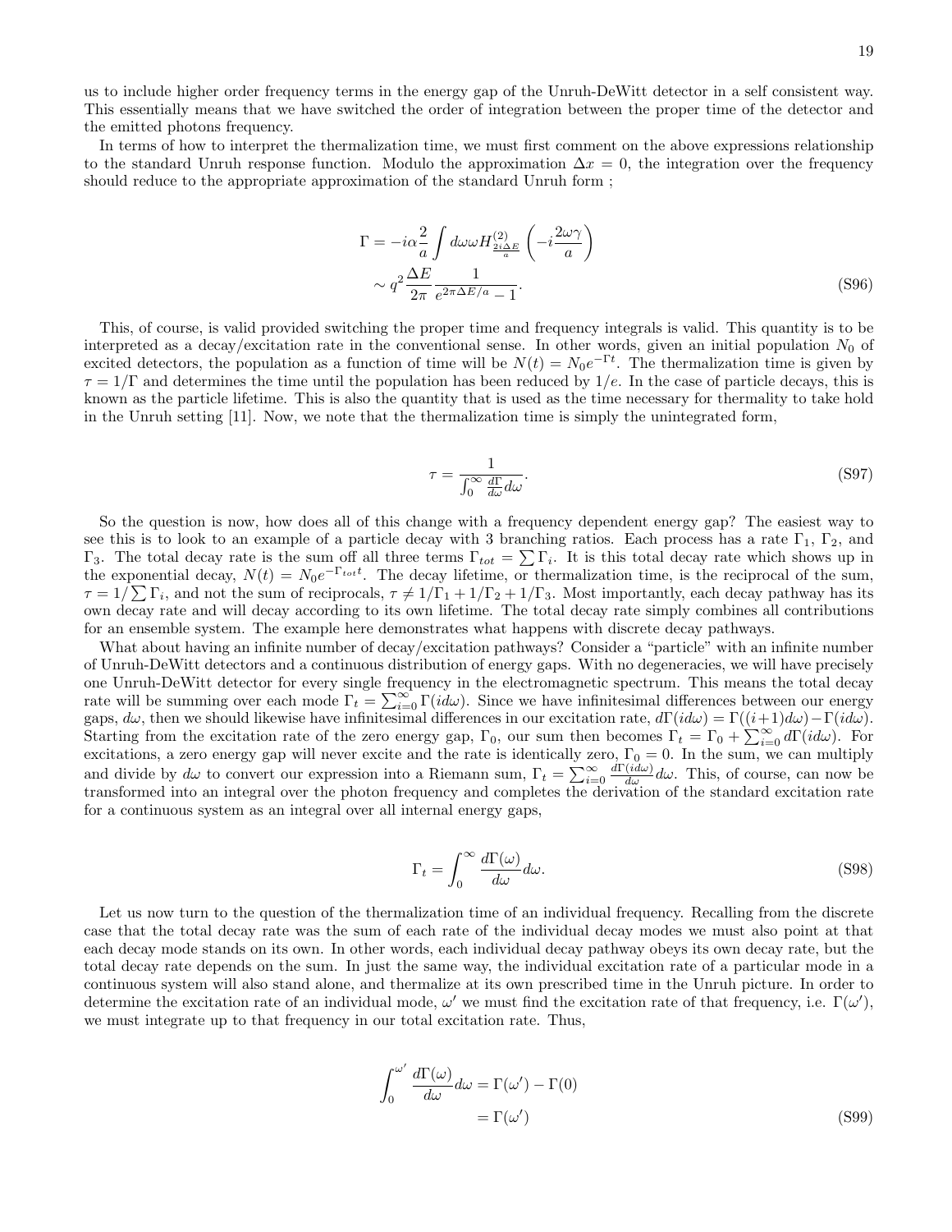us to include higher order frequency terms in the energy gap of the Unruh-DeWitt detector in a self consistent way. This essentially means that we have switched the order of integration between the proper time of the detector and the emitted photons frequency.

In terms of how to interpret the thermalization time, we must first comment on the above expressions relationship to the standard Unruh response function. Modulo the approximation $\Delta x = 0$, the integration over the frequency should reduce to the appropriate approximation of the standard Unruh form ;

$$\Gamma = -i\alpha\frac{2}{a}\int d\omega\omega H^{(2)}_{\frac{2i\Delta E}{a}}\left(-i\frac{2\omega\gamma}{a}\right)$$
$$\sim q^2\frac{\Delta E}{2\pi}\frac{1}{e^{2\pi\Delta E/a}-1}. \tag{S96}$$

This, of course, is valid provided switching the proper time and frequency integrals is valid. This quantity is to be interpreted as a decay/excitation rate in the conventional sense. In other words, given an initial population $N_0$ of excited detectors, the population as a function of time will be $N(t) = N_0 e^{-\Gamma t}$. The thermalization time is given by $\tau = 1/\Gamma$ and determines the time until the population has been reduced by $1/e$. In the case of particle decays, this is known as the particle lifetime. This is also the quantity that is used as the time necessary for thermality to take hold in the Unruh setting [11]. Now, we note that the thermalization time is simply the unintegrated form,

$$\tau = \frac{1}{\int_0^\infty \frac{d\Gamma}{d\omega}d\omega}. \tag{S97}$$

So the question is now, how does all of this change with a frequency dependent energy gap? The easiest way to see this is to look to an example of a particle decay with 3 branching ratios. Each process has a rate $\Gamma_1$, $\Gamma_2$, and $\Gamma_3$. The total decay rate is the sum off all three terms $\Gamma_{tot} = \sum\Gamma_i$. It is this total decay rate which shows up in the exponential decay, $N(t) = N_0 e^{-\Gamma_{tot}t}$. The decay lifetime, or thermalization time, is the reciprocal of the sum, $\tau = 1/\sum\Gamma_i$, and not the sum of reciprocals, $\tau \neq 1/\Gamma_1 + 1/\Gamma_2 + 1/\Gamma_3$. Most importantly, each decay pathway has its own decay rate and will decay according to its own lifetime. The total decay rate simply combines all contributions for an ensemble system. The example here demonstrates what happens with discrete decay pathways.

What about having an infinite number of decay/excitation pathways? Consider a "particle" with an infinite number of Unruh-DeWitt detectors and a continuous distribution of energy gaps. With no degeneracies, we will have precisely one Unruh-DeWitt detector for every single frequency in the electromagnetic spectrum. This means the total decay rate will be summing over each mode $\Gamma_t = \sum_{i=0}^\infty \Gamma(id\omega)$. Since we have infinitesimal differences between our energy gaps, $d\omega$, then we should likewise have infinitesimal differences in our excitation rate, $d\Gamma(id\omega) = \Gamma((i+1)d\omega) - \Gamma(id\omega)$. Starting from the excitation rate of the zero energy gap, $\Gamma_0$, our sum then becomes $\Gamma_t = \Gamma_0 + \sum_{i=0}^\infty d\Gamma(id\omega)$. For excitations, a zero energy gap will never excite and the rate is identically zero, $\Gamma_0 = 0$. In the sum, we can multiply and divide by $d\omega$ to convert our expression into a Riemann sum, $\Gamma_t = \sum_{i=0}^\infty \frac{d\Gamma(id\omega)}{d\omega}d\omega$. This, of course, can now be transformed into an integral over the photon frequency and completes the derivation of the standard excitation rate for a continuous system as an integral over all internal energy gaps,

$$\Gamma_t = \int_0^\infty \frac{d\Gamma(\omega)}{d\omega}d\omega. \tag{S98}$$

Let us now turn to the question of the thermalization time of an individual frequency. Recalling from the discrete case that the total decay rate was the sum of each rate of the individual decay modes we must also point at that each decay mode stands on its own. In other words, each individual decay pathway obeys its own decay rate, but the total decay rate depends on the sum. In just the same way, the individual excitation rate of a particular mode in a continuous system will also stand alone, and thermalize at its own prescribed time in the Unruh picture. In order to determine the excitation rate of an individual mode, $\omega'$ we must find the excitation rate of that frequency, i.e. $\Gamma(\omega')$, we must integrate up to that frequency in our total excitation rate. Thus,

$$\int_0^{\omega'} \frac{d\Gamma(\omega)}{d\omega}d\omega = \Gamma(\omega') - \Gamma(0)$$
$$= \Gamma(\omega') \tag{S99}$$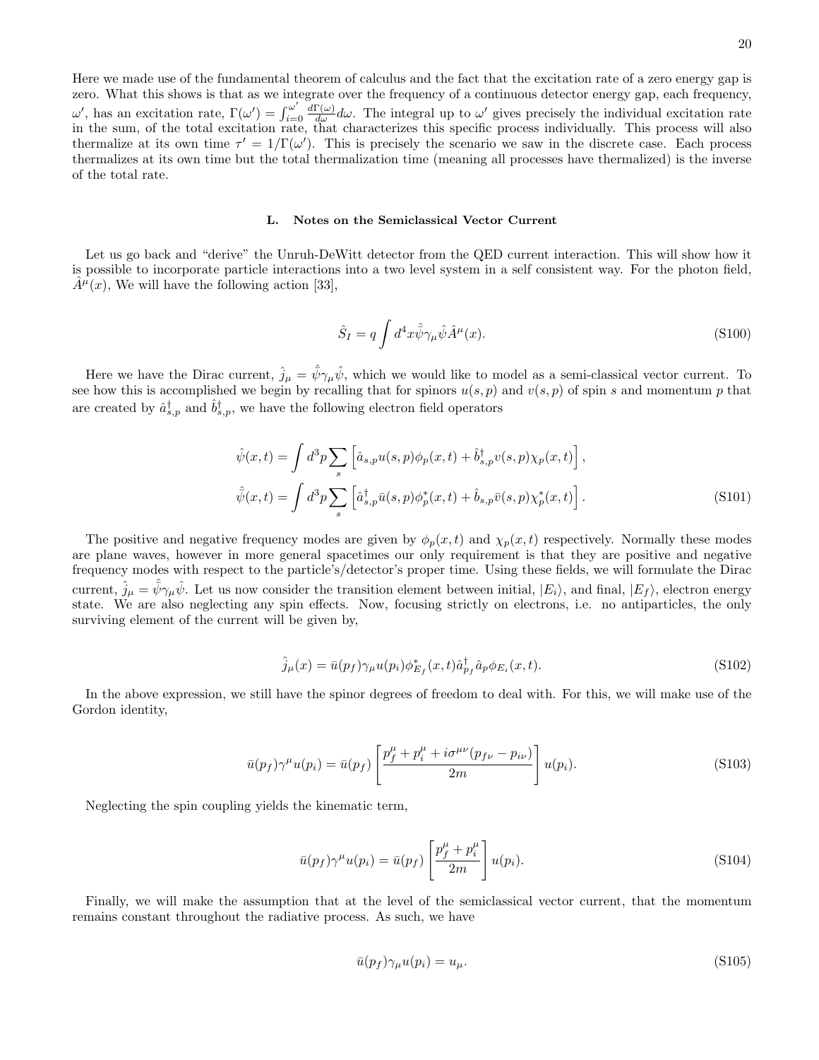Here we made use of the fundamental theorem of calculus and the fact that the excitation rate of a zero energy gap is zero. What this shows is that as we integrate over the frequency of a continuous detector energy gap, each frequency, $\omega'$, has an excitation rate, $\Gamma(\omega') = \int_{i=0}^{\omega'} \frac{d\Gamma(\omega)}{d\omega} d\omega$. The integral up to $\omega'$ gives precisely the individual excitation rate in the sum, of the total excitation rate, that characterizes this specific process individually. This process will also thermalize at its own time $\tau' = 1/\Gamma(\omega')$. This is precisely the scenario we saw in the discrete case. Each process thermalizes at its own time but the total thermalization time (meaning all processes have thermalized) is the inverse of the total rate.

### L. Notes on the Semiclassical Vector Current

Let us go back and "derive" the Unruh-DeWitt detector from the QED current interaction. This will show how it is possible to incorporate particle interactions into a two level system in a self consistent way. For the photon field, $\hat{A}^\mu(x)$, We will have the following action [33],

$$\hat{S}_I = q \int d^4x \hat{\bar{\psi}} \gamma_\mu \hat{\psi} \hat{A}^\mu(x). \tag{S100}$$

Here we have the Dirac current, $\hat{j}_\mu = \hat{\bar{\psi}} \gamma_\mu \hat{\psi}$, which we would like to model as a semi-classical vector current. To see how this is accomplished we begin by recalling that for spinors $u(s,p)$ and $v(s,p)$ of spin $s$ and momentum $p$ that are created by $\hat{a}^\dagger_{s,p}$ and $\hat{b}^\dagger_{s,p}$, we have the following electron field operators

$$\hat{\psi}(x,t) = \int d^3p \sum_s \left[ \hat{a}_{s,p} u(s,p) \phi_p(x,t) + \hat{b}^\dagger_{s,p} v(s,p) \chi_p(x,t) \right],$$
$$\hat{\bar{\psi}}(x,t) = \int d^3p \sum_s \left[ \hat{a}^\dagger_{s,p} \bar{u}(s,p) \phi^*_p(x,t) + \hat{b}_{s,p} \bar{v}(s,p) \chi^*_p(x,t) \right]. \tag{S101}$$

The positive and negative frequency modes are given by $\phi_p(x,t)$ and $\chi_p(x,t)$ respectively. Normally these modes are plane waves, however in more general spacetimes our only requirement is that they are positive and negative frequency modes with respect to the particle's/detector's proper time. Using these fields, we will formulate the Dirac current, $\hat{j}_\mu = \hat{\bar{\psi}} \gamma_\mu \hat{\psi}$. Let us now consider the transition element between initial, $|E_i\rangle$, and final, $|E_f\rangle$, electron energy state. We are also neglecting any spin effects. Now, focusing strictly on electrons, i.e. no antiparticles, the only surviving element of the current will be given by,

$$\hat{j}_\mu(x) = \bar{u}(p_f) \gamma_\mu u(p_i) \phi^*_{E_f}(x,t) \hat{a}^\dagger_{p_f} \hat{a}_p \phi_{E_i}(x,t). \tag{S102}$$

In the above expression, we still have the spinor degrees of freedom to deal with. For this, we will make use of the Gordon identity,

$$\bar{u}(p_f) \gamma^\mu u(p_i) = \bar{u}(p_f) \left[ \frac{p_f^\mu + p_i^\mu + i\sigma^{\mu\nu}(p_{f\nu} - p_{i\nu})}{2m} \right] u(p_i). \tag{S103}$$

Neglecting the spin coupling yields the kinematic term,

$$\bar{u}(p_f) \gamma^\mu u(p_i) = \bar{u}(p_f) \left[ \frac{p_f^\mu + p_i^\mu}{2m} \right] u(p_i). \tag{S104}$$

Finally, we will make the assumption that at the level of the semiclassical vector current, that the momentum remains constant throughout the radiative process. As such, we have

$$\bar{u}(p_f) \gamma_\mu u(p_i) = u_\mu. \tag{S105}$$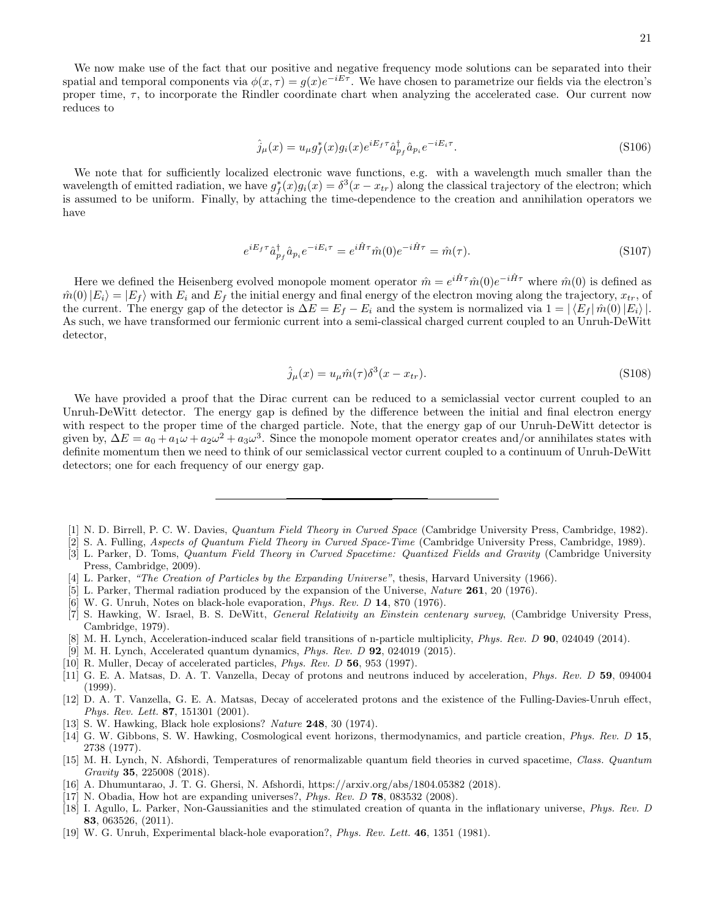We now make use of the fact that our positive and negative frequency mode solutions can be separated into their spatial and temporal components via $\phi(x,\tau) = g(x)e^{-iE\tau}$. We have chosen to parametrize our fields via the electron's proper time, $\tau$, to incorporate the Rindler coordinate chart when analyzing the accelerated case. Our current now reduces to

$$\hat{j}_\mu(x) = u_\mu g_f^*(x) g_i(x) e^{iE_f\tau} \hat{a}_{p_f}^\dagger \hat{a}_{p_i} e^{-iE_i\tau}. \tag{S106}$$

We note that for sufficiently localized electronic wave functions, e.g. with a wavelength much smaller than the wavelength of emitted radiation, we have $g_f^*(x)g_i(x) = \delta^3(x - x_{tr})$ along the classical trajectory of the electron; which is assumed to be uniform. Finally, by attaching the time-dependence to the creation and annihilation operators we have

$$e^{iE_f\tau} \hat{a}_{p_f}^\dagger \hat{a}_{p_i} e^{-iE_i\tau} = e^{i\hat{H}\tau} \hat{m}(0) e^{-i\hat{H}\tau} = \hat{m}(\tau). \tag{S107}$$

Here we defined the Heisenberg evolved monopole moment operator $\hat{m} = e^{i\hat{H}\tau}\hat{m}(0)e^{-i\hat{H}\tau}$ where $\hat{m}(0)$ is defined as $\hat{m}(0)|E_i\rangle = |E_f\rangle$ with $E_i$ and $E_f$ the initial energy and final energy of the electron moving along the trajectory, $x_{tr}$, of the current. The energy gap of the detector is $\Delta E = E_f - E_i$ and the system is normalized via $1 = |\langle E_f|\, \hat{m}(0)\, |E_i\rangle\,|$. As such, we have transformed our fermionic current into a semi-classical charged current coupled to an Unruh-DeWitt detector,

$$\hat{j}_\mu(x) = u_\mu \hat{m}(\tau)\delta^3(x - x_{tr}). \tag{S108}$$

We have provided a proof that the Dirac current can be reduced to a semiclassial vector current coupled to an Unruh-DeWitt detector. The energy gap is defined by the difference between the initial and final electron energy with respect to the proper time of the charged particle. Note, that the energy gap of our Unruh-DeWitt detector is given by, $\Delta E = a_0 + a_1\omega + a_2\omega^2 + a_3\omega^3$. Since the monopole moment operator creates and/or annihilates states with definite momentum then we need to think of our semiclassical vector current coupled to a continuum of Unruh-DeWitt detectors; one for each frequency of our energy gap.

---

[1] N. D. Birrell, P. C. W. Davies, *Quantum Field Theory in Curved Space* (Cambridge University Press, Cambridge, 1982).

[2] S. A. Fulling, *Aspects of Quantum Field Theory in Curved Space-Time* (Cambridge University Press, Cambridge, 1989).

[3] L. Parker, D. Toms, *Quantum Field Theory in Curved Spacetime: Quantized Fields and Gravity* (Cambridge University Press, Cambridge, 2009).

[4] L. Parker, *"The Creation of Particles by the Expanding Universe"*, thesis, Harvard University (1966).

[5] L. Parker, Thermal radiation produced by the expansion of the Universe, *Nature* **261**, 20 (1976).

[6] W. G. Unruh, Notes on black-hole evaporation, *Phys. Rev. D* **14**, 870 (1976).

[7] S. Hawking, W. Israel, B. S. DeWitt, *General Relativity an Einstein centenary survey*, (Cambridge University Press, Cambridge, 1979).

[8] M. H. Lynch, Acceleration-induced scalar field transitions of n-particle multiplicity, *Phys. Rev. D* **90**, 024049 (2014).

[9] M. H. Lynch, Accelerated quantum dynamics, *Phys. Rev. D* **92**, 024019 (2015).

[10] R. Muller, Decay of accelerated particles, *Phys. Rev. D* **56**, 953 (1997).

[11] G. E. A. Matsas, D. A. T. Vanzella, Decay of protons and neutrons induced by acceleration, *Phys. Rev. D* **59**, 094004 (1999).

[12] D. A. T. Vanzella, G. E. A. Matsas, Decay of accelerated protons and the existence of the Fulling-Davies-Unruh effect, *Phys. Rev. Lett.* **87**, 151301 (2001).

[13] S. W. Hawking, Black hole explosions? *Nature* **248**, 30 (1974).

[14] G. W. Gibbons, S. W. Hawking, Cosmological event horizons, thermodynamics, and particle creation, *Phys. Rev. D* **15**, 2738 (1977).

[15] M. H. Lynch, N. Afshordi, Temperatures of renormalizable quantum field theories in curved spacetime, *Class. Quantum Gravity* **35**, 225008 (2018).

[16] A. Dhumuntarao, J. T. G. Ghersi, N. Afshordi, https://arxiv.org/abs/1804.05382 (2018).

[17] N. Obadia, How hot are expanding universes?, *Phys. Rev. D* **78**, 083532 (2008).

[18] I. Agullo, L. Parker, Non-Gaussianities and the stimulated creation of quanta in the inflationary universe, *Phys. Rev. D* **83**, 063526, (2011).

[19] W. G. Unruh, Experimental black-hole evaporation?, *Phys. Rev. Lett.* **46**, 1351 (1981).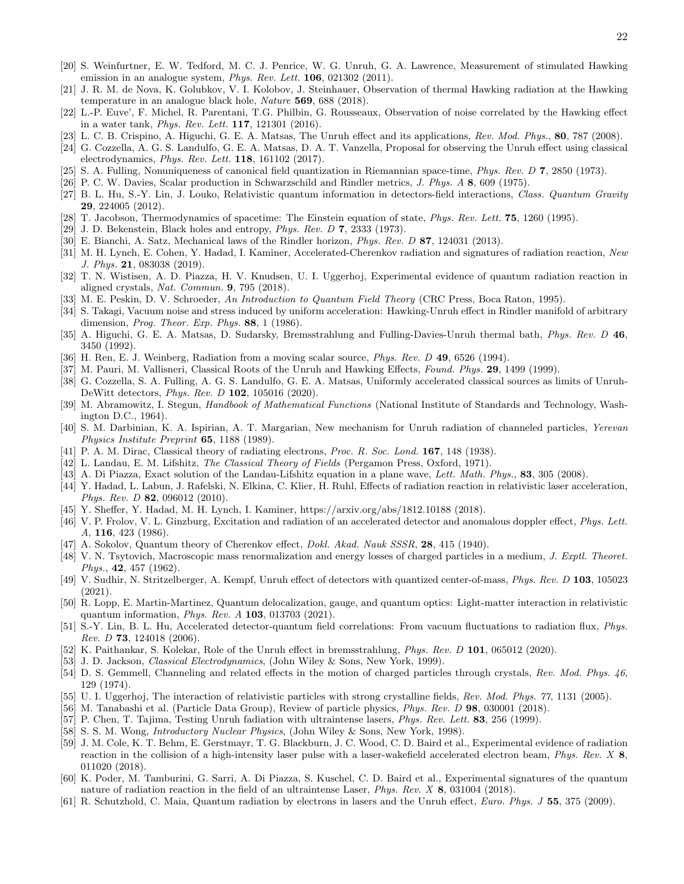[20] S. Weinfurtner, E. W. Tedford, M. C. J. Penrice, W. G. Unruh, G. A. Lawrence, Measurement of stimulated Hawking emission in an analogue system, *Phys. Rev. Lett.* **106**, 021302 (2011).

[21] J. R. M. de Nova, K. Golubkov, V. I. Kolobov, J. Steinhauer, Observation of thermal Hawking radiation at the Hawking temperature in an analogue black hole, *Nature* **569**, 688 (2018).

[22] L.-P. Euve', F. Michel, R. Parentani, T.G. Philbin, G. Rousseaux, Observation of noise correlated by the Hawking effect in a water tank, *Phys. Rev. Lett.* **117**, 121301 (2016).

[23] L. C. B. Crispino, A. Higuchi, G. E. A. Matsas, The Unruh effect and its applications, *Rev. Mod. Phys.*, **80**, 787 (2008).

[24] G. Cozzella, A. G. S. Landulfo, G. E. A. Matsas, D. A. T. Vanzella, Proposal for observing the Unruh effect using classical electrodynamics, *Phys. Rev. Lett.* **118**, 161102 (2017).

[25] S. A. Fulling, Nonuniqueness of canonical field quantization in Riemannian space-time, *Phys. Rev. D* **7**, 2850 (1973).

[26] P. C. W. Davies, Scalar production in Schwarzschild and Rindler metrics, *J. Phys. A* **8**, 609 (1975).

[27] B. L. Hu, S.-Y. Lin, J. Louko, Relativistic quantum information in detectors-field interactions, *Class. Quantum Gravity* **29**, 224005 (2012).

[28] T. Jacobson, Thermodynamics of spacetime: The Einstein equation of state, *Phys. Rev. Lett.* **75**, 1260 (1995).

[29] J. D. Bekenstein, Black holes and entropy, *Phys. Rev. D* **7**, 2333 (1973).

[30] E. Bianchi, A. Satz, Mechanical laws of the Rindler horizon, *Phys. Rev. D* **87**, 124031 (2013).

[31] M. H. Lynch, E. Cohen, Y. Hadad, I. Kaminer, Accelerated-Cherenkov radiation and signatures of radiation reaction, *New J. Phys.* **21**, 083038 (2019).

[32] T. N. Wistisen, A. D. Piazza, H. V. Knudsen, U. I. Uggerhoj, Experimental evidence of quantum radiation reaction in aligned crystals, *Nat. Commun.* **9**, 795 (2018).

[33] M. E. Peskin, D. V. Schroeder, *An Introduction to Quantum Field Theory* (CRC Press, Boca Raton, 1995).

[34] S. Takagi, Vacuum noise and stress induced by uniform acceleration: Hawking-Unruh effect in Rindler manifold of arbitrary dimension, *Prog. Theor. Exp. Phys.* **88**, 1 (1986).

[35] A. Higuchi, G. E. A. Matsas, D. Sudarsky, Bremsstrahlung and Fulling-Davies-Unruh thermal bath, *Phys. Rev. D* **46**, 3450 (1992).

[36] H. Ren, E. J. Weinberg, Radiation from a moving scalar source, *Phys. Rev. D* **49**, 6526 (1994).

[37] M. Pauri, M. Vallisneri, Classical Roots of the Unruh and Hawking Effects, *Found. Phys.* **29**, 1499 (1999).

[38] G. Cozzella, S. A. Fulling, A. G. S. Landulfo, G. E. A. Matsas, Uniformly accelerated classical sources as limits of Unruh-DeWitt detectors, *Phys. Rev. D* **102**, 105016 (2020).

[39] M. Abramowitz, I. Stegun, *Handbook of Mathematical Functions* (National Institute of Standards and Technology, Washington D.C., 1964).

[40] S. M. Darbinian, K. A. Ispirian, A. T. Margarian, New mechanism for Unruh radiation of channeled particles, *Yerevan Physics Institute Preprint* **65**, 1188 (1989).

[41] P. A. M. Dirac, Classical theory of radiating electrons, *Proc. R. Soc. Lond.* **167**, 148 (1938).

[42] L. Landau, E. M. Lifshitz, *The Classical Theory of Fields* (Pergamon Press, Oxford, 1971).

[43] A. Di Piazza, Exact solution of the Landau-Lifshitz equation in a plane wave, *Lett. Math. Phys.*, **83**, 305 (2008).

[44] Y. Hadad, L. Labun, J. Rafelski, N. Elkina, C. Klier, H. Ruhl, Effects of radiation reaction in relativistic laser acceleration, *Phys. Rev. D* **82**, 096012 (2010).

[45] Y. Sheffer, Y. Hadad, M. H. Lynch, I. Kaminer, https://arxiv.org/abs/1812.10188 (2018).

[46] V. P. Frolov, V. L. Ginzburg, Excitation and radiation of an accelerated detector and anomalous doppler effect, *Phys. Lett. A*, **116**, 423 (1986).

[47] A. Sokolov, Quantum theory of Cherenkov effect, *Dokl. Akad. Nauk SSSR*, **28**, 415 (1940).

[48] V. N. Tsytovich, Macroscopic mass renormalization and energy losses of charged particles in a medium, *J. Exptl. Theoret. Phys.*, **42**, 457 (1962).

[49] V. Sudhir, N. Stritzelberger, A. Kempf, Unruh effect of detectors with quantized center-of-mass, *Phys. Rev. D* **103**, 105023 (2021).

[50] R. Lopp, E. Martin-Martinez, Quantum delocalization, gauge, and quantum optics: Light-matter interaction in relativistic quantum information, *Phys. Rev. A* **103**, 013703 (2021).

[51] S.-Y. Lin, B. L. Hu, Accelerated detector-quantum field correlations: From vacuum fluctuations to radiation flux, *Phys. Rev. D* **73**, 124018 (2006).

[52] K. Paithankar, S. Kolekar, Role of the Unruh effect in bremsstrahlung, *Phys. Rev. D* **101**, 065012 (2020).

[53] J. D. Jackson, *Classical Electrodynamics*, (John Wiley & Sons, New York, 1999).

[54] D. S. Gemmell, Channeling and related effects in the motion of charged particles through crystals, *Rev. Mod. Phys. 46*, 129 (1974).

[55] U. I. Uggerhoj, The interaction of relativistic particles with strong crystalline fields, *Rev. Mod. Phys. 77*, 1131 (2005).

[56] M. Tanabashi et al. (Particle Data Group), Review of particle physics, *Phys. Rev. D* **98**, 030001 (2018).

[57] P. Chen, T. Tajima, Testing Unruh fadiation with ultraintense lasers, *Phys. Rev. Lett.* **83**, 256 (1999).

[58] S. S. M. Wong, *Introductory Nuclear Physics*, (John Wiley & Sons, New York, 1998).

[59] J. M. Cole, K. T. Behm, E. Gerstmayr, T. G. Blackburn, J. C. Wood, C. D. Baird et al., Experimental evidence of radiation reaction in the collision of a high-intensity laser pulse with a laser-wakefield accelerated electron beam, *Phys. Rev. X* **8**, 011020 (2018).

[60] K. Poder, M. Tamburini, G. Sarri, A. Di Piazza, S. Kuschel, C. D. Baird et al., Experimental signatures of the quantum nature of radiation reaction in the field of an ultraintense Laser, *Phys. Rev. X* **8**, 031004 (2018).

[61] R. Schutzhold, C. Maia, Quantum radiation by electrons in lasers and the Unruh effect, *Euro. Phys. J* **55**, 375 (2009).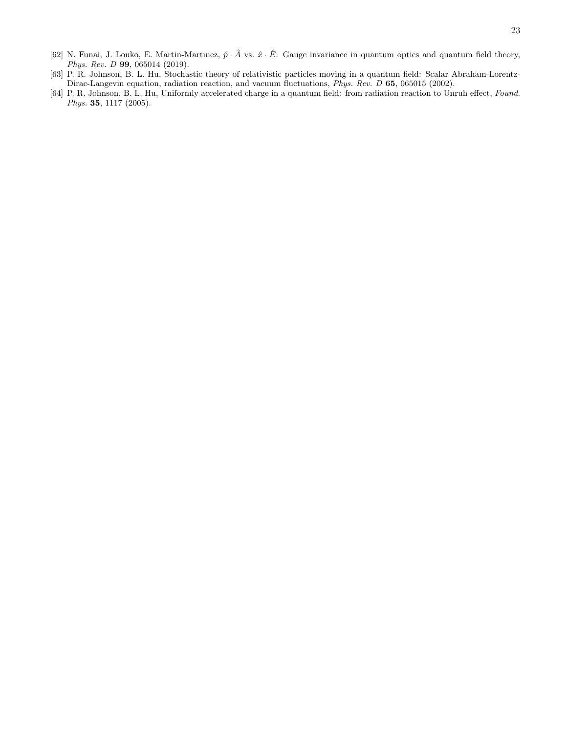[62] N. Funai, J. Louko, E. Martin-Martinez, $\hat{p} \cdot \hat{A}$ vs. $\hat{x} \cdot \hat{E}$: Gauge invariance in quantum optics and quantum field theory, *Phys. Rev. D* **99**, 065014 (2019).

[63] P. R. Johnson, B. L. Hu, Stochastic theory of relativistic particles moving in a quantum field: Scalar Abraham-Lorentz-Dirac-Langevin equation, radiation reaction, and vacuum fluctuations, *Phys. Rev. D* **65**, 065015 (2002).

[64] P. R. Johnson, B. L. Hu, Uniformly accelerated charge in a quantum field: from radiation reaction to Unruh effect, *Found. Phys.* **35**, 1117 (2005).